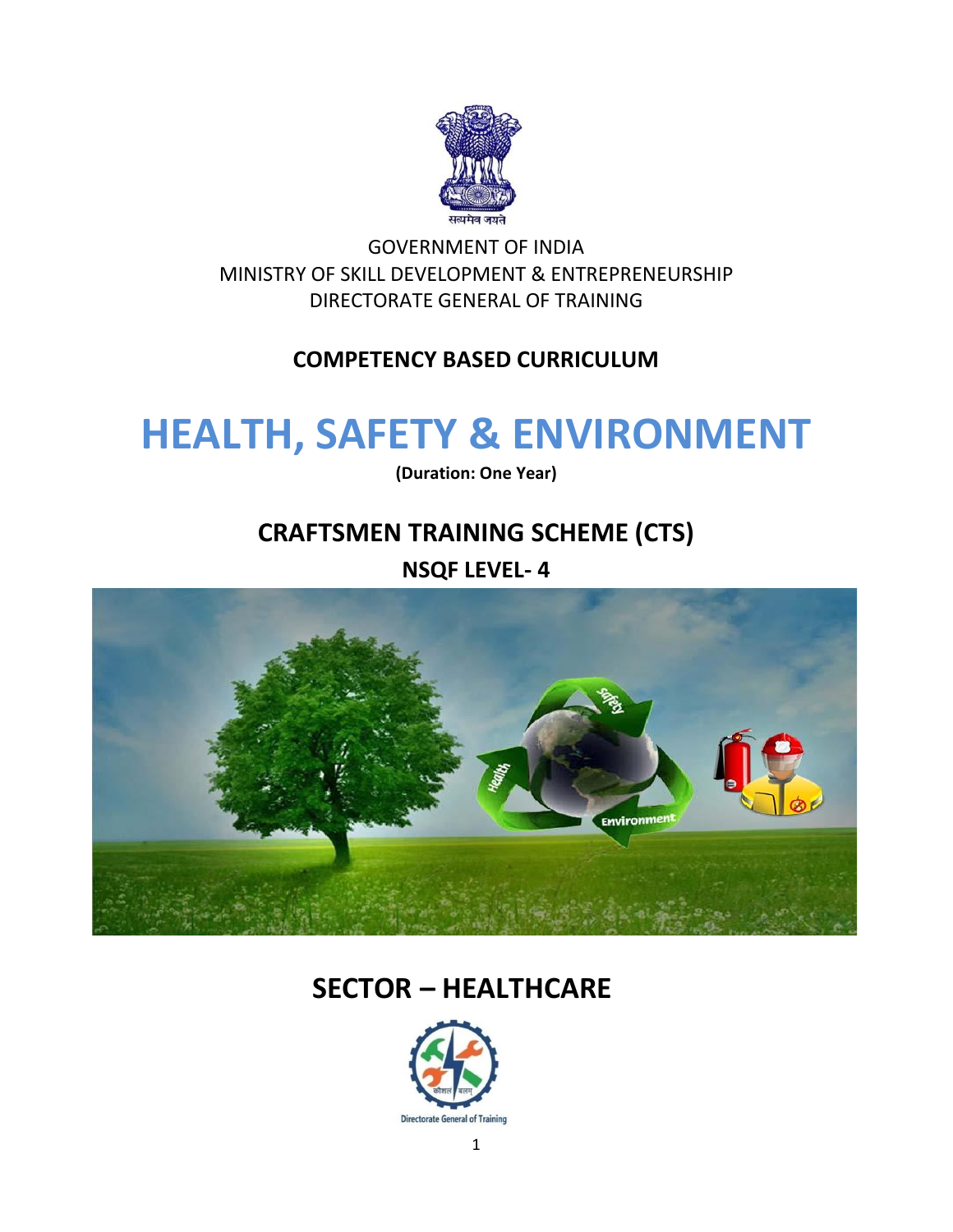सत्यमेव जयते

GOVERNMENT OF INDIA
MINISTRY OF SKILL DEVELOPMENT & ENTREPRENEURSHIP
DIRECTORATE GENERAL OF TRAINING

**COMPETENCY BASED CURRICULUM**

# HEALTH, SAFETY & ENVIRONMENT

**(Duration: One Year)**

## CRAFTSMEN TRAINING SCHEME (CTS)

**NSQF LEVEL- 4**

## SECTOR – HEALTHCARE

Directorate General of Training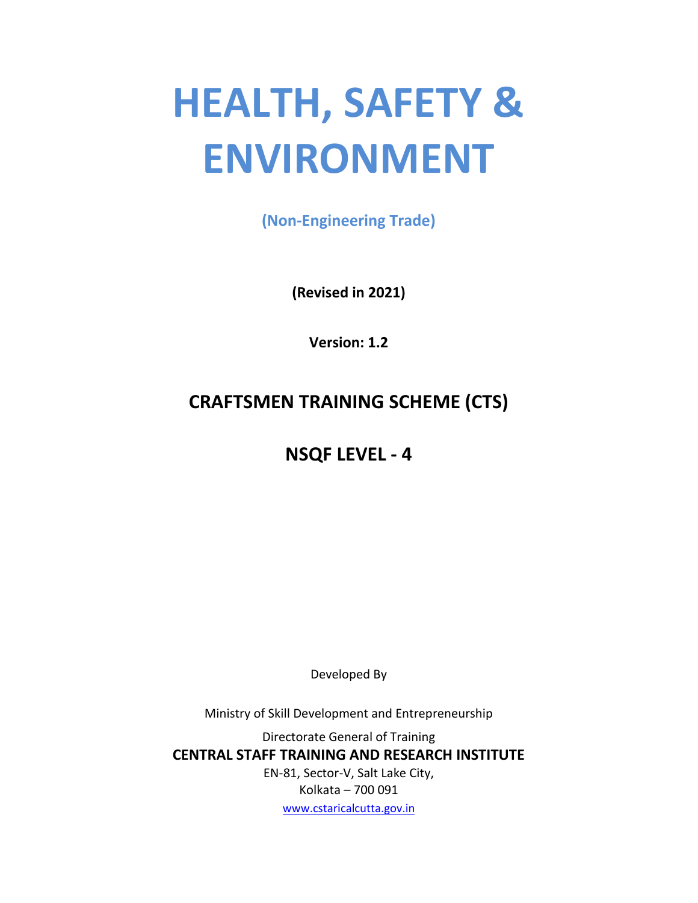# HEALTH, SAFETY & ENVIRONMENT

**(Non-Engineering Trade)**

**(Revised in 2021)**

**Version: 1.2**

## CRAFTSMEN TRAINING SCHEME (CTS)

## NSQF LEVEL - 4

Developed By

Ministry of Skill Development and Entrepreneurship

Directorate General of Training

**CENTRAL STAFF TRAINING AND RESEARCH INSTITUTE**

EN-81, Sector-V, Salt Lake City,

Kolkata – 700 091

www.cstaricalcutta.gov.in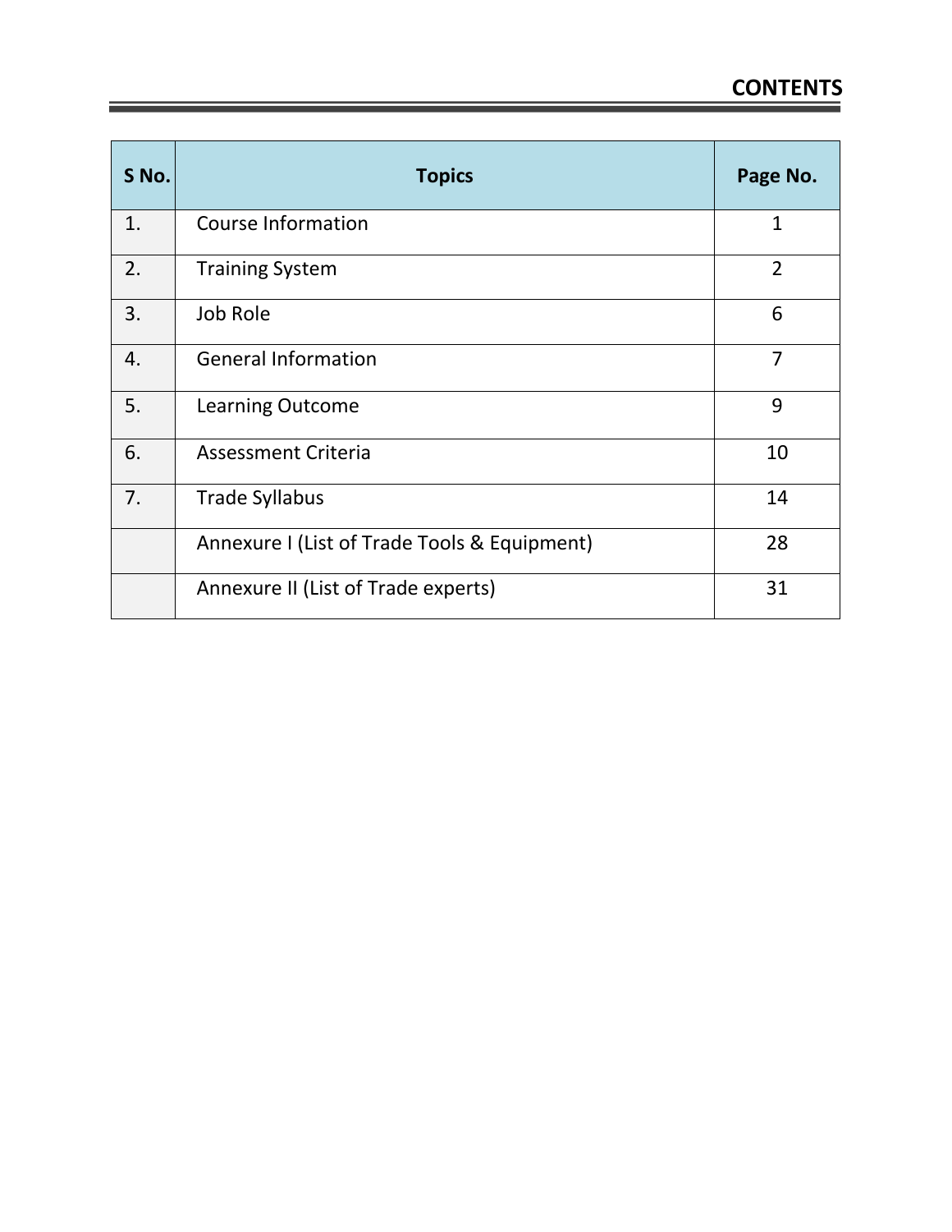# CONTENTS

| S No. | Topics | Page No. |
|---|---|---|
| 1. | Course Information | 1 |
| 2. | Training System | 2 |
| 3. | Job Role | 6 |
| 4. | General Information | 7 |
| 5. | Learning Outcome | 9 |
| 6. | Assessment Criteria | 10 |
| 7. | Trade Syllabus | 14 |
| | Annexure I (List of Trade Tools & Equipment) | 28 |
| | Annexure II (List of Trade experts) | 31 |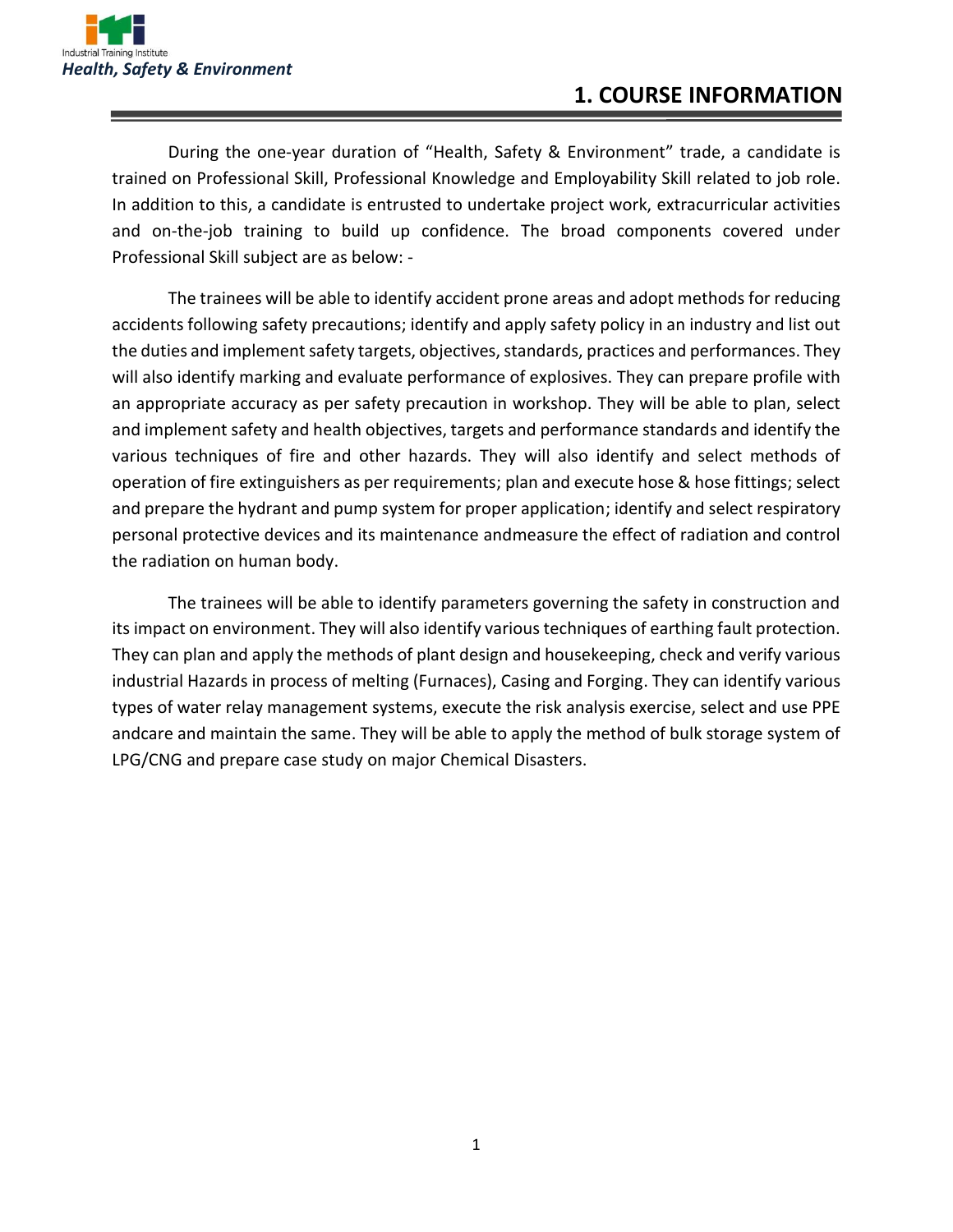# 1. COURSE INFORMATION

During the one-year duration of "Health, Safety & Environment" trade, a candidate is trained on Professional Skill, Professional Knowledge and Employability Skill related to job role. In addition to this, a candidate is entrusted to undertake project work, extracurricular activities and on-the-job training to build up confidence. The broad components covered under Professional Skill subject are as below: -

The trainees will be able to identify accident prone areas and adopt methods for reducing accidents following safety precautions; identify and apply safety policy in an industry and list out the duties and implement safety targets, objectives, standards, practices and performances. They will also identify marking and evaluate performance of explosives. They can prepare profile with an appropriate accuracy as per safety precaution in workshop. They will be able to plan, select and implement safety and health objectives, targets and performance standards and identify the various techniques of fire and other hazards. They will also identify and select methods of operation of fire extinguishers as per requirements; plan and execute hose & hose fittings; select and prepare the hydrant and pump system for proper application; identify and select respiratory personal protective devices and its maintenance andmeasure the effect of radiation and control the radiation on human body.

The trainees will be able to identify parameters governing the safety in construction and its impact on environment. They will also identify various techniques of earthing fault protection. They can plan and apply the methods of plant design and housekeeping, check and verify various industrial Hazards in process of melting (Furnaces), Casing and Forging. They can identify various types of water relay management systems, execute the risk analysis exercise, select and use PPE andcare and maintain the same. They will be able to apply the method of bulk storage system of LPG/CNG and prepare case study on major Chemical Disasters.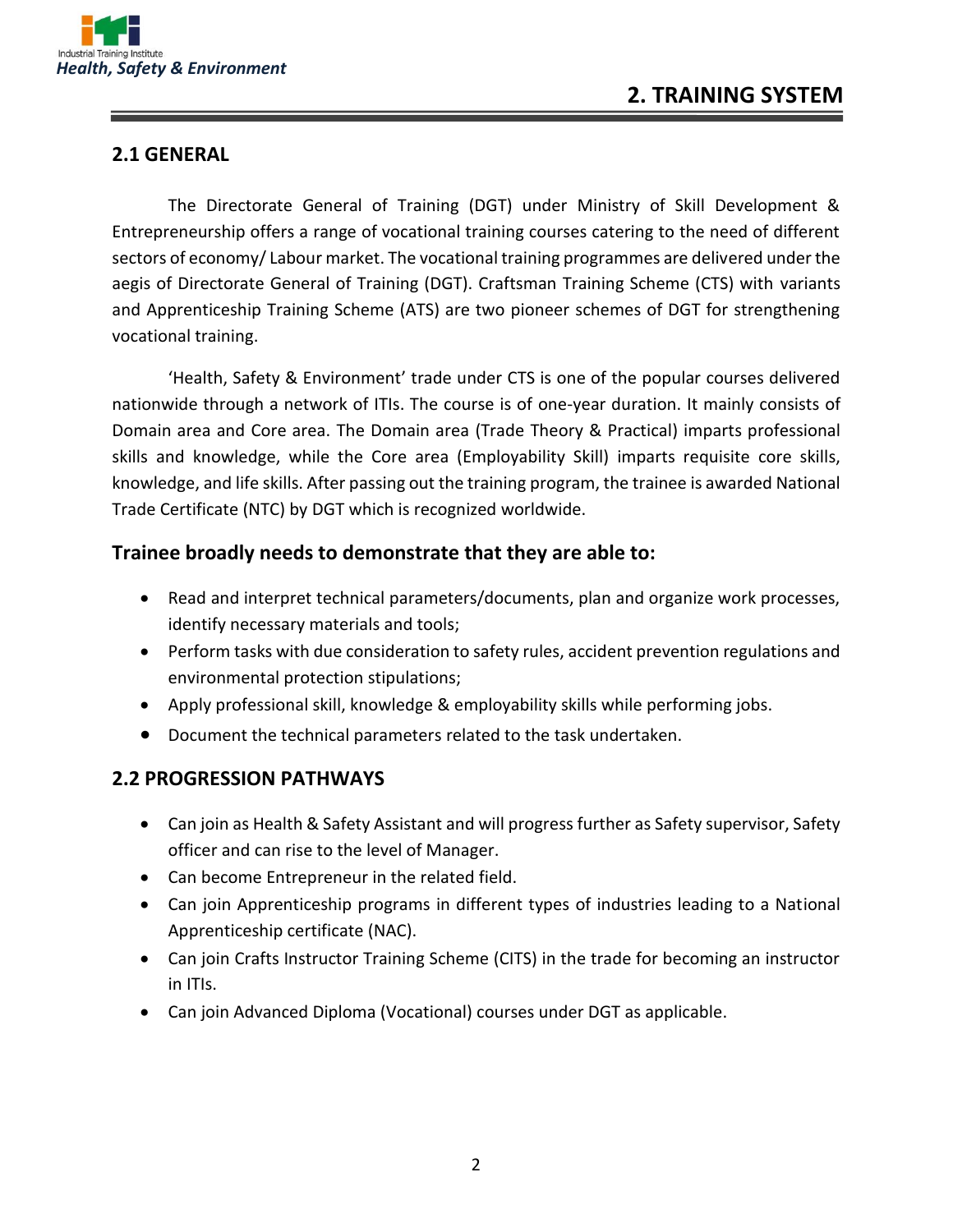# 2. TRAINING SYSTEM

## 2.1 GENERAL

The Directorate General of Training (DGT) under Ministry of Skill Development & Entrepreneurship offers a range of vocational training courses catering to the need of different sectors of economy/ Labour market. The vocational training programmes are delivered under the aegis of Directorate General of Training (DGT). Craftsman Training Scheme (CTS) with variants and Apprenticeship Training Scheme (ATS) are two pioneer schemes of DGT for strengthening vocational training.

'Health, Safety & Environment' trade under CTS is one of the popular courses delivered nationwide through a network of ITIs. The course is of one-year duration. It mainly consists of Domain area and Core area. The Domain area (Trade Theory & Practical) imparts professional skills and knowledge, while the Core area (Employability Skill) imparts requisite core skills, knowledge, and life skills. After passing out the training program, the trainee is awarded National Trade Certificate (NTC) by DGT which is recognized worldwide.

### Trainee broadly needs to demonstrate that they are able to:

- Read and interpret technical parameters/documents, plan and organize work processes, identify necessary materials and tools;
- Perform tasks with due consideration to safety rules, accident prevention regulations and environmental protection stipulations;
- Apply professional skill, knowledge & employability skills while performing jobs.
- Document the technical parameters related to the task undertaken.

## 2.2 PROGRESSION PATHWAYS

- Can join as Health & Safety Assistant and will progress further as Safety supervisor, Safety officer and can rise to the level of Manager.
- Can become Entrepreneur in the related field.
- Can join Apprenticeship programs in different types of industries leading to a National Apprenticeship certificate (NAC).
- Can join Crafts Instructor Training Scheme (CITS) in the trade for becoming an instructor in ITIs.
- Can join Advanced Diploma (Vocational) courses under DGT as applicable.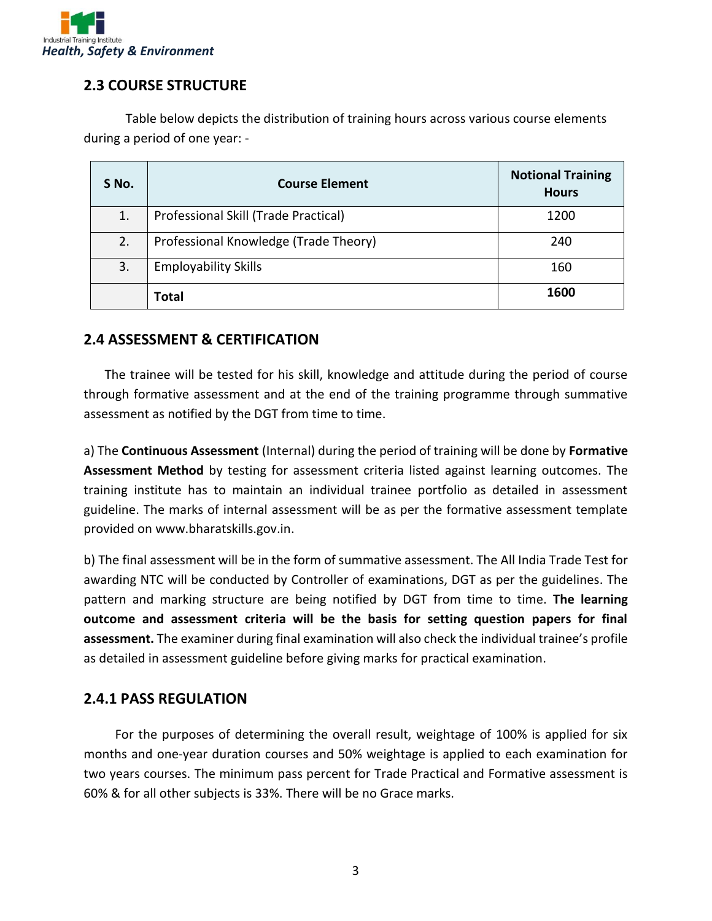## 2.3 COURSE STRUCTURE

Table below depicts the distribution of training hours across various course elements during a period of one year: -

| S No. | Course Element | Notional Training Hours |
|---|---|---|
| 1. | Professional Skill (Trade Practical) | 1200 |
| 2. | Professional Knowledge (Trade Theory) | 240 |
| 3. | Employability Skills | 160 |
| | **Total** | **1600** |

## 2.4 ASSESSMENT & CERTIFICATION

The trainee will be tested for his skill, knowledge and attitude during the period of course through formative assessment and at the end of the training programme through summative assessment as notified by the DGT from time to time.

a) The **Continuous Assessment** (Internal) during the period of training will be done by **Formative Assessment Method** by testing for assessment criteria listed against learning outcomes. The training institute has to maintain an individual trainee portfolio as detailed in assessment guideline. The marks of internal assessment will be as per the formative assessment template provided on www.bharatskills.gov.in.

b) The final assessment will be in the form of summative assessment. The All India Trade Test for awarding NTC will be conducted by Controller of examinations, DGT as per the guidelines. The pattern and marking structure are being notified by DGT from time to time. **The learning outcome and assessment criteria will be the basis for setting question papers for final assessment.** The examiner during final examination will also check the individual trainee's profile as detailed in assessment guideline before giving marks for practical examination.

### 2.4.1 PASS REGULATION

For the purposes of determining the overall result, weightage of 100% is applied for six months and one-year duration courses and 50% weightage is applied to each examination for two years courses. The minimum pass percent for Trade Practical and Formative assessment is 60% & for all other subjects is 33%. There will be no Grace marks.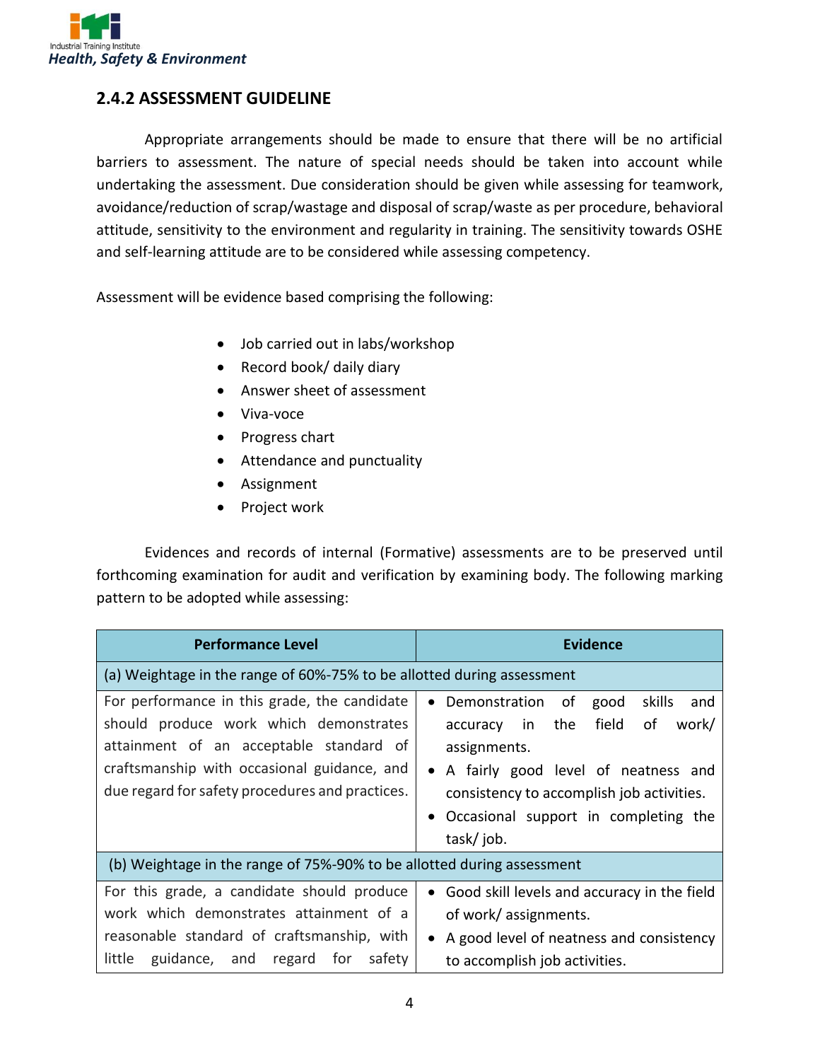## 2.4.2 ASSESSMENT GUIDELINE

Appropriate arrangements should be made to ensure that there will be no artificial barriers to assessment. The nature of special needs should be taken into account while undertaking the assessment. Due consideration should be given while assessing for teamwork, avoidance/reduction of scrap/wastage and disposal of scrap/waste as per procedure, behavioral attitude, sensitivity to the environment and regularity in training. The sensitivity towards OSHE and self-learning attitude are to be considered while assessing competency.

Assessment will be evidence based comprising the following:

- Job carried out in labs/workshop
- Record book/ daily diary
- Answer sheet of assessment
- Viva-voce
- Progress chart
- Attendance and punctuality
- Assignment
- Project work

Evidences and records of internal (Formative) assessments are to be preserved until forthcoming examination for audit and verification by examining body. The following marking pattern to be adopted while assessing:

| Performance Level | Evidence |
|---|---|
| (a) Weightage in the range of 60%-75% to be allotted during assessment | |
| For performance in this grade, the candidate should produce work which demonstrates attainment of an acceptable standard of craftsmanship with occasional guidance, and due regard for safety procedures and practices. | • Demonstration of good skills and accuracy in the field of work/ assignments.<br>• A fairly good level of neatness and consistency to accomplish job activities.<br>• Occasional support in completing the task/ job. |
| (b) Weightage in the range of 75%-90% to be allotted during assessment | |
| For this grade, a candidate should produce work which demonstrates attainment of a reasonable standard of craftsmanship, with little guidance, and regard for safety | • Good skill levels and accuracy in the field of work/ assignments.<br>• A good level of neatness and consistency to accomplish job activities. |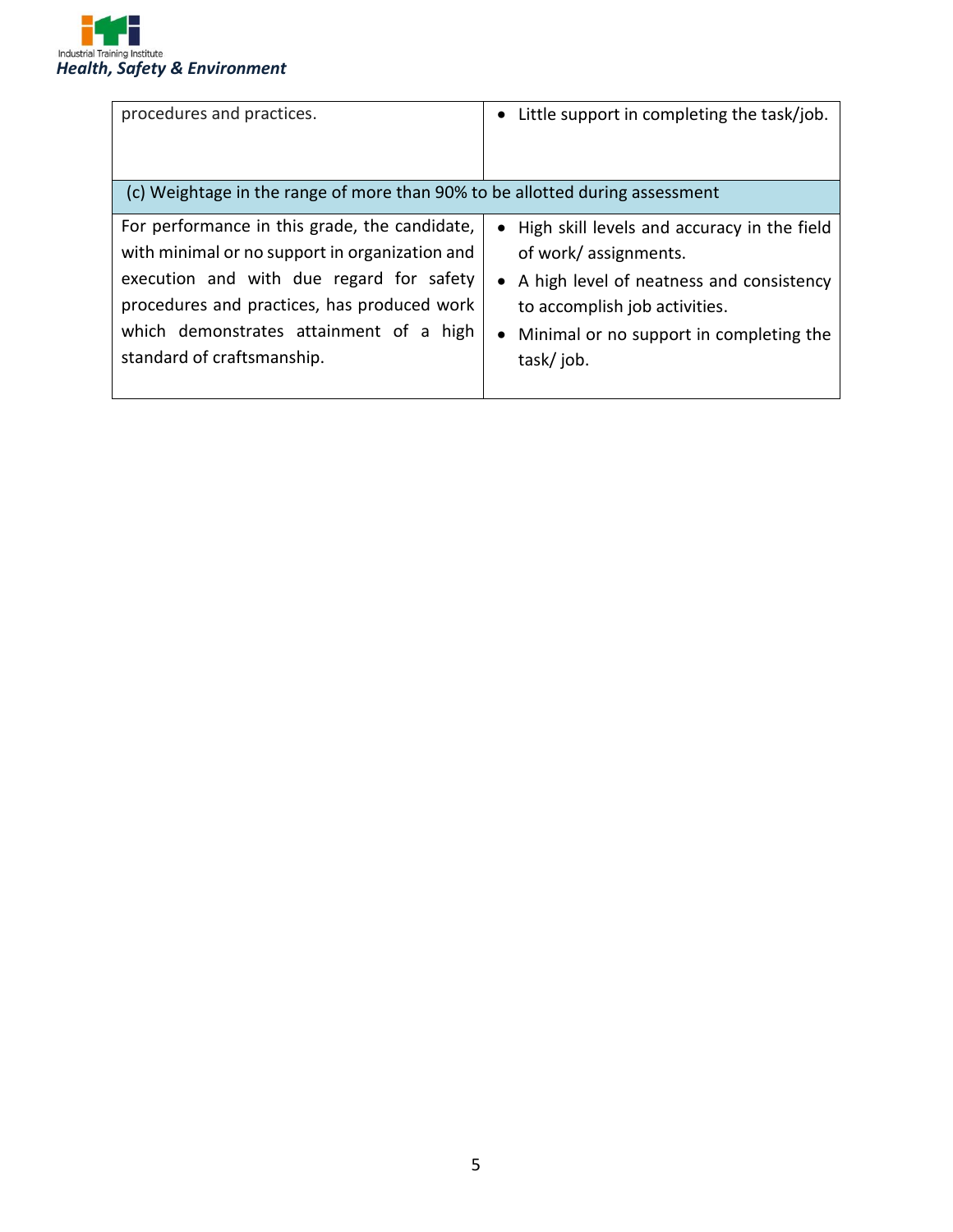| | |
|---|---|
| procedures and practices. | • Little support in completing the task/job. |
| (c) Weightage in the range of more than 90% to be allotted during assessment | |
| For performance in this grade, the candidate, with minimal or no support in organization and execution and with due regard for safety procedures and practices, has produced work which demonstrates attainment of a high standard of craftsmanship. | • High skill levels and accuracy in the field of work/ assignments.<br>• A high level of neatness and consistency to accomplish job activities.<br>• Minimal or no support in completing the task/ job. |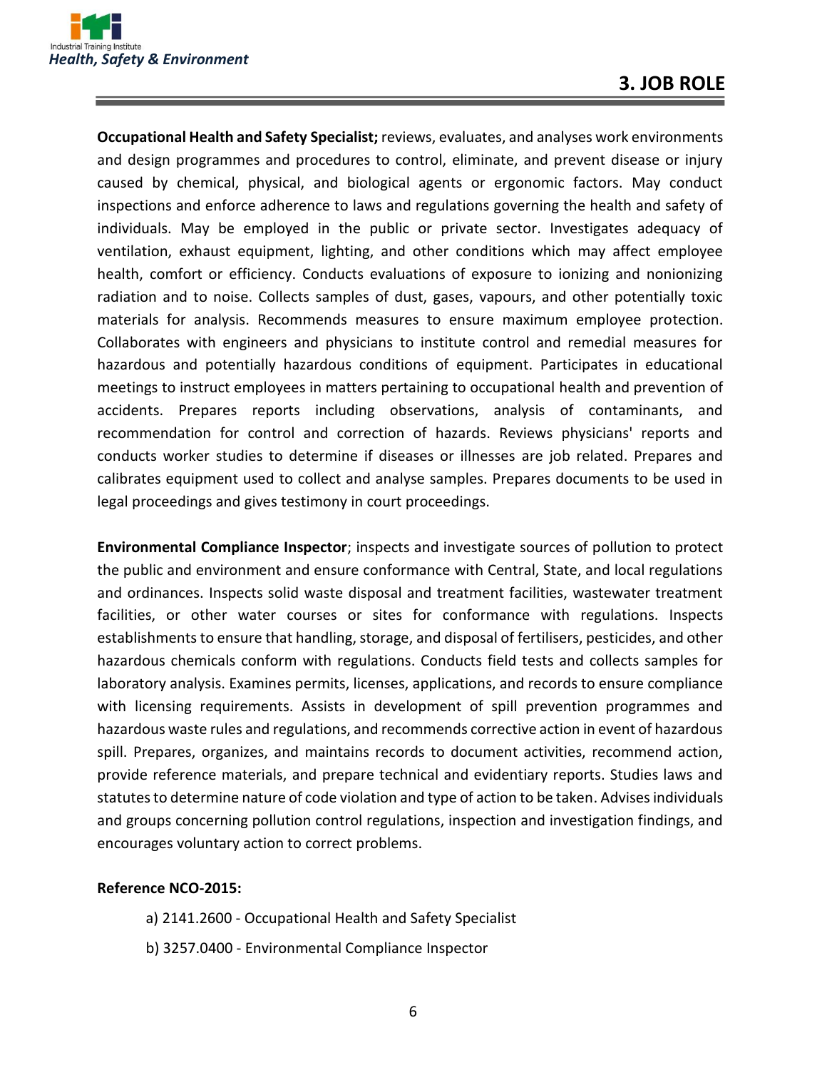## 3. JOB ROLE

**Occupational Health and Safety Specialist;** reviews, evaluates, and analyses work environments and design programmes and procedures to control, eliminate, and prevent disease or injury caused by chemical, physical, and biological agents or ergonomic factors. May conduct inspections and enforce adherence to laws and regulations governing the health and safety of individuals. May be employed in the public or private sector. Investigates adequacy of ventilation, exhaust equipment, lighting, and other conditions which may affect employee health, comfort or efficiency. Conducts evaluations of exposure to ionizing and nonionizing radiation and to noise. Collects samples of dust, gases, vapours, and other potentially toxic materials for analysis. Recommends measures to ensure maximum employee protection. Collaborates with engineers and physicians to institute control and remedial measures for hazardous and potentially hazardous conditions of equipment. Participates in educational meetings to instruct employees in matters pertaining to occupational health and prevention of accidents. Prepares reports including observations, analysis of contaminants, and recommendation for control and correction of hazards. Reviews physicians' reports and conducts worker studies to determine if diseases or illnesses are job related. Prepares and calibrates equipment used to collect and analyse samples. Prepares documents to be used in legal proceedings and gives testimony in court proceedings.

**Environmental Compliance Inspector**; inspects and investigate sources of pollution to protect the public and environment and ensure conformance with Central, State, and local regulations and ordinances. Inspects solid waste disposal and treatment facilities, wastewater treatment facilities, or other water courses or sites for conformance with regulations. Inspects establishments to ensure that handling, storage, and disposal of fertilisers, pesticides, and other hazardous chemicals conform with regulations. Conducts field tests and collects samples for laboratory analysis. Examines permits, licenses, applications, and records to ensure compliance with licensing requirements. Assists in development of spill prevention programmes and hazardous waste rules and regulations, and recommends corrective action in event of hazardous spill. Prepares, organizes, and maintains records to document activities, recommend action, provide reference materials, and prepare technical and evidentiary reports. Studies laws and statutes to determine nature of code violation and type of action to be taken. Advises individuals and groups concerning pollution control regulations, inspection and investigation findings, and encourages voluntary action to correct problems.

**Reference NCO-2015:**

a) 2141.2600 - Occupational Health and Safety Specialist

b) 3257.0400 - Environmental Compliance Inspector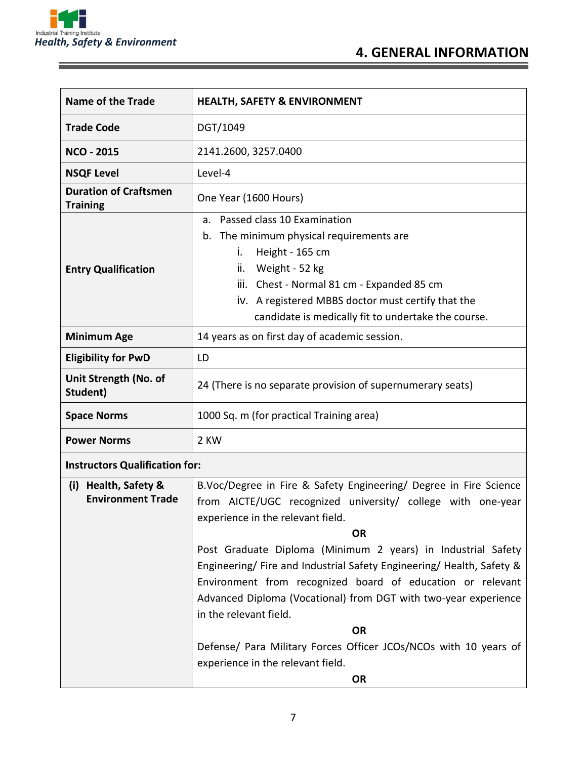# 4. GENERAL INFORMATION

| Name of the Trade | HEALTH, SAFETY & ENVIRONMENT |
|---|---|
| Trade Code | DGT/1049 |
| NCO - 2015 | 2141.2600, 3257.0400 |
| NSQF Level | Level-4 |
| Duration of Craftsmen Training | One Year (1600 Hours) |
| Entry Qualification | a. Passed class 10 Examination<br>b. The minimum physical requirements are<br>i. Height - 165 cm<br>ii. Weight - 52 kg<br>iii. Chest - Normal 81 cm - Expanded 85 cm<br>iv. A registered MBBS doctor must certify that the candidate is medically fit to undertake the course. |
| Minimum Age | 14 years as on first day of academic session. |
| Eligibility for PwD | LD |
| Unit Strength (No. of Student) | 24 (There is no separate provision of supernumerary seats) |
| Space Norms | 1000 Sq. m (for practical Training area) |
| Power Norms | 2 KW |
| **Instructors Qualification for:** | |
| (i) Health, Safety & Environment Trade | B.Voc/Degree in Fire & Safety Engineering/ Degree in Fire Science from AICTE/UGC recognized university/ college with one-year experience in the relevant field.<br>**OR**<br>Post Graduate Diploma (Minimum 2 years) in Industrial Safety Engineering/ Fire and Industrial Safety Engineering/ Health, Safety & Environment from recognized board of education or relevant Advanced Diploma (Vocational) from DGT with two-year experience in the relevant field.<br>**OR**<br>Defense/ Para Military Forces Officer JCOs/NCOs with 10 years of experience in the relevant field.<br>**OR** |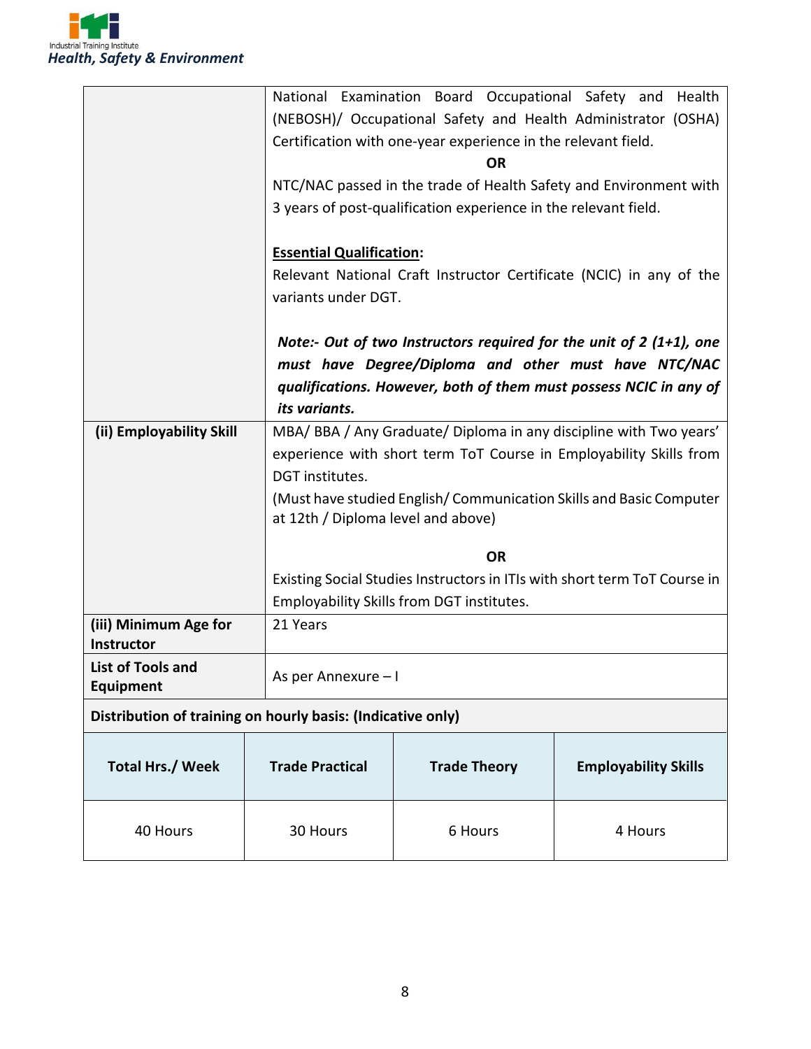| | |
|---|---|
| | National Examination Board Occupational Safety and Health (NEBOSH)/ Occupational Safety and Health Administrator (OSHA) Certification with one-year experience in the relevant field.<br>**OR**<br>NTC/NAC passed in the trade of Health Safety and Environment with 3 years of post-qualification experience in the relevant field.<br><br>**<u>Essential Qualification</u>:**<br>Relevant National Craft Instructor Certificate (NCIC) in any of the variants under DGT.<br><br>***Note:- Out of two Instructors required for the unit of 2 (1+1), one must have Degree/Diploma and other must have NTC/NAC qualifications. However, both of them must possess NCIC in any of its variants.*** |
| **(ii) Employability Skill** | MBA/ BBA / Any Graduate/ Diploma in any discipline with Two years' experience with short term ToT Course in Employability Skills from DGT institutes.<br>(Must have studied English/ Communication Skills and Basic Computer at 12th / Diploma level and above)<br><br>**OR**<br>Existing Social Studies Instructors in ITIs with short term ToT Course in Employability Skills from DGT institutes. |
| **(iii) Minimum Age for Instructor** | 21 Years |
| **List of Tools and Equipment** | As per Annexure – I |

**Distribution of training on hourly basis: (Indicative only)**

| Total Hrs./ Week | Trade Practical | Trade Theory | Employability Skills |
|---|---|---|---|
| 40 Hours | 30 Hours | 6 Hours | 4 Hours |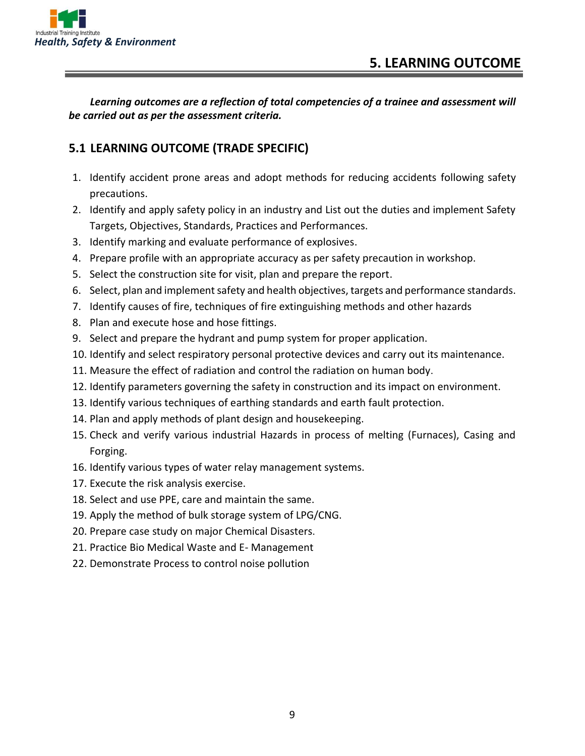# 5. LEARNING OUTCOME

***Learning outcomes are a reflection of total competencies of a trainee and assessment will be carried out as per the assessment criteria.***

## 5.1 LEARNING OUTCOME (TRADE SPECIFIC)

1. Identify accident prone areas and adopt methods for reducing accidents following safety precautions.
2. Identify and apply safety policy in an industry and List out the duties and implement Safety Targets, Objectives, Standards, Practices and Performances.
3. Identify marking and evaluate performance of explosives.
4. Prepare profile with an appropriate accuracy as per safety precaution in workshop.
5. Select the construction site for visit, plan and prepare the report.
6. Select, plan and implement safety and health objectives, targets and performance standards.
7. Identify causes of fire, techniques of fire extinguishing methods and other hazards
8. Plan and execute hose and hose fittings.
9. Select and prepare the hydrant and pump system for proper application.
10. Identify and select respiratory personal protective devices and carry out its maintenance.
11. Measure the effect of radiation and control the radiation on human body.
12. Identify parameters governing the safety in construction and its impact on environment.
13. Identify various techniques of earthing standards and earth fault protection.
14. Plan and apply methods of plant design and housekeeping.
15. Check and verify various industrial Hazards in process of melting (Furnaces), Casing and Forging.
16. Identify various types of water relay management systems.
17. Execute the risk analysis exercise.
18. Select and use PPE, care and maintain the same.
19. Apply the method of bulk storage system of LPG/CNG.
20. Prepare case study on major Chemical Disasters.
21. Practice Bio Medical Waste and E- Management
22. Demonstrate Process to control noise pollution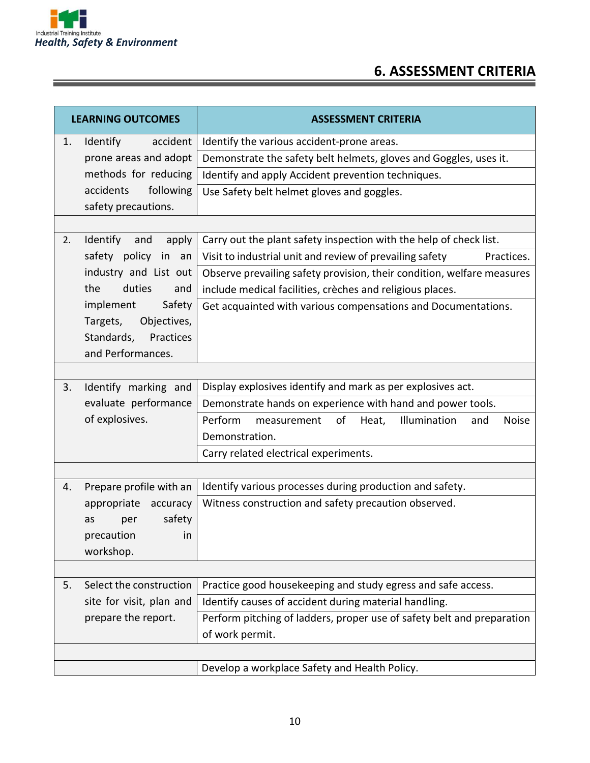# 6. ASSESSMENT CRITERIA

| LEARNING OUTCOMES | ASSESSMENT CRITERIA |
|---|---|
| 1. Identify accident prone areas and adopt methods for reducing accidents following safety precautions. | Identify the various accident-prone areas. |
| | Demonstrate the safety belt helmets, gloves and Goggles, uses it. |
| | Identify and apply Accident prevention techniques. |
| | Use Safety belt helmet gloves and goggles. |
| | |
| 2. Identify and apply safety policy in an industry and List out the duties and implement Safety Targets, Objectives, Standards, Practices and Performances. | Carry out the plant safety inspection with the help of check list. |
| | Visit to industrial unit and review of prevailing safety Practices. |
| | Observe prevailing safety provision, their condition, welfare measures include medical facilities, crèches and religious places. |
| | Get acquainted with various compensations and Documentations. |
| | |
| 3. Identify marking and evaluate performance of explosives. | Display explosives identify and mark as per explosives act. |
| | Demonstrate hands on experience with hand and power tools. |
| | Perform measurement of Heat, Illumination and Noise Demonstration. |
| | Carry related electrical experiments. |
| | |
| 4. Prepare profile with an appropriate accuracy as per safety precaution in workshop. | Identify various processes during production and safety. |
| | Witness construction and safety precaution observed. |
| | |
| 5. Select the construction site for visit, plan and prepare the report. | Practice good housekeeping and study egress and safe access. |
| | Identify causes of accident during material handling. |
| | Perform pitching of ladders, proper use of safety belt and preparation of work permit. |
| | |
| | Develop a workplace Safety and Health Policy. |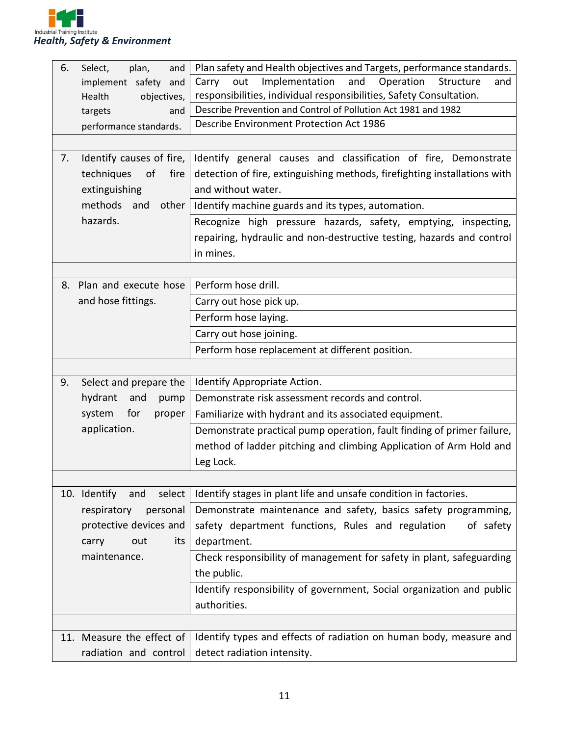| | |
|---|---|
| 6. Select, plan, and implement safety and Health objectives, targets and performance standards. | Plan safety and Health objectives and Targets, performance standards. |
| | Carry out Implementation and Operation Structure and responsibilities, individual responsibilities, Safety Consultation. |
| | Describe Prevention and Control of Pollution Act 1981 and 1982 |
| | Describe Environment Protection Act 1986 |
| | |
| 7. Identify causes of fire, techniques of fire extinguishing methods and other hazards. | Identify general causes and classification of fire, Demonstrate detection of fire, extinguishing methods, firefighting installations with and without water. |
| | Identify machine guards and its types, automation. |
| | Recognize high pressure hazards, safety, emptying, inspecting, repairing, hydraulic and non-destructive testing, hazards and control in mines. |
| | |
| 8. Plan and execute hose and hose fittings. | Perform hose drill. |
| | Carry out hose pick up. |
| | Perform hose laying. |
| | Carry out hose joining. |
| | Perform hose replacement at different position. |
| | |
| 9. Select and prepare the hydrant and pump system for proper application. | Identify Appropriate Action. |
| | Demonstrate risk assessment records and control. |
| | Familiarize with hydrant and its associated equipment. |
| | Demonstrate practical pump operation, fault finding of primer failure, method of ladder pitching and climbing Application of Arm Hold and Leg Lock. |
| | |
| 10. Identify and select respiratory personal protective devices and carry out its maintenance. | Identify stages in plant life and unsafe condition in factories. |
| | Demonstrate maintenance and safety, basics safety programming, safety department functions, Rules and regulation of safety department. |
| | Check responsibility of management for safety in plant, safeguarding the public. |
| | Identify responsibility of government, Social organization and public authorities. |
| | |
| 11. Measure the effect of radiation and control | Identify types and effects of radiation on human body, measure and detect radiation intensity. |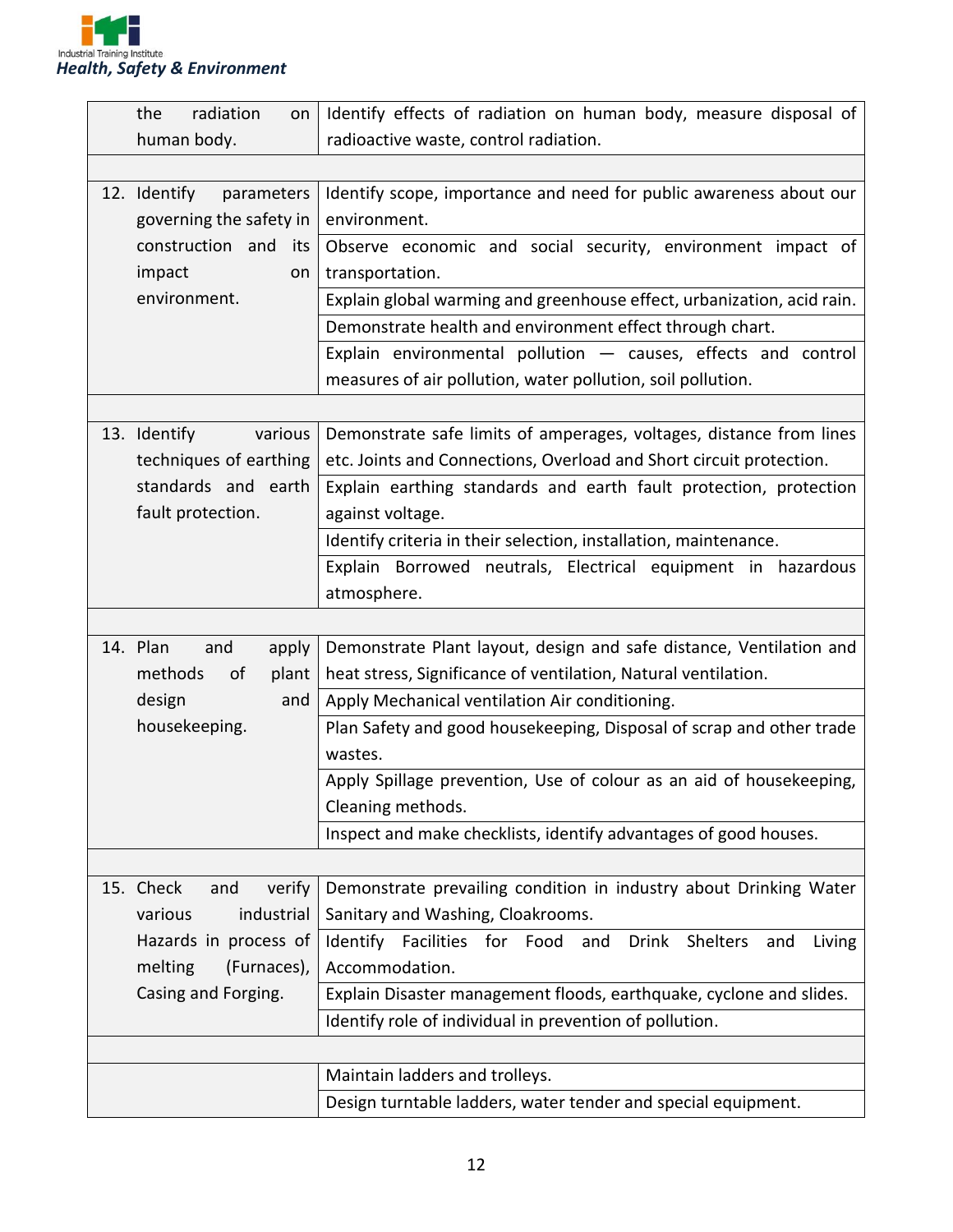| | |
|---|---|
| the radiation on human body. | Identify effects of radiation on human body, measure disposal of radioactive waste, control radiation. |
| | |
| 12. Identify parameters governing the safety in construction and its impact on environment. | Identify scope, importance and need for public awareness about our environment. |
| | Observe economic and social security, environment impact of transportation. |
| | Explain global warming and greenhouse effect, urbanization, acid rain. |
| | Demonstrate health and environment effect through chart. |
| | Explain environmental pollution — causes, effects and control measures of air pollution, water pollution, soil pollution. |
| | |
| 13. Identify various techniques of earthing standards and earth fault protection. | Demonstrate safe limits of amperages, voltages, distance from lines etc. Joints and Connections, Overload and Short circuit protection. |
| | Explain earthing standards and earth fault protection, protection against voltage. |
| | Identify criteria in their selection, installation, maintenance. |
| | Explain Borrowed neutrals, Electrical equipment in hazardous atmosphere. |
| | |
| 14. Plan and apply methods of plant design and housekeeping. | Demonstrate Plant layout, design and safe distance, Ventilation and heat stress, Significance of ventilation, Natural ventilation. |
| | Apply Mechanical ventilation Air conditioning. |
| | Plan Safety and good housekeeping, Disposal of scrap and other trade wastes. |
| | Apply Spillage prevention, Use of colour as an aid of housekeeping, Cleaning methods. |
| | Inspect and make checklists, identify advantages of good houses. |
| | |
| 15. Check and verify various industrial Hazards in process of melting (Furnaces), Casing and Forging. | Demonstrate prevailing condition in industry about Drinking Water Sanitary and Washing, Cloakrooms. |
| | Identify Facilities for Food and Drink Shelters and Living Accommodation. |
| | Explain Disaster management floods, earthquake, cyclone and slides. |
| | Identify role of individual in prevention of pollution. |
| | |
| | Maintain ladders and trolleys. |
| | Design turntable ladders, water tender and special equipment. |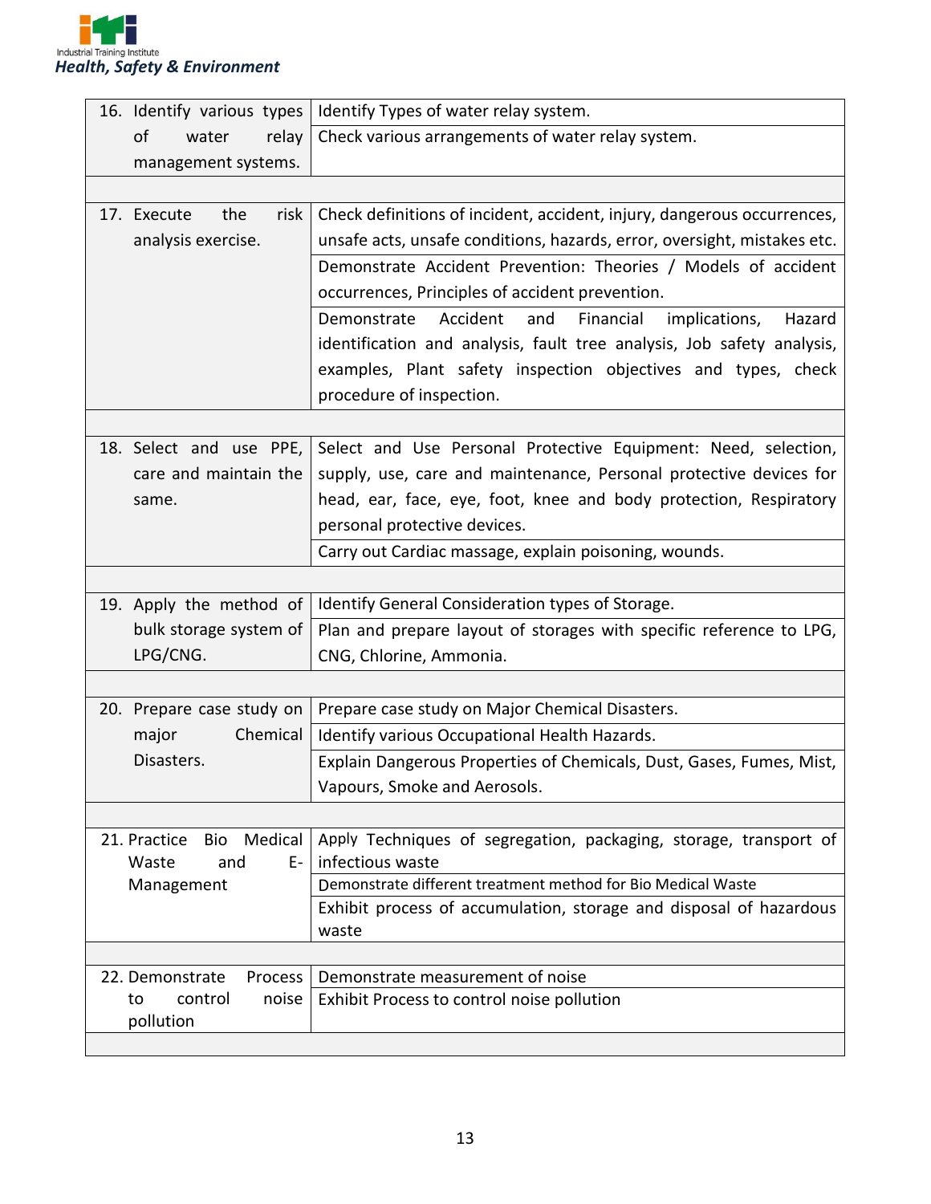| | |
|---|---|
| 16. Identify various types of water relay management systems. | Identify Types of water relay system. |
| | Check various arrangements of water relay system. |
| | |
| 17. Execute the risk analysis exercise. | Check definitions of incident, accident, injury, dangerous occurrences, unsafe acts, unsafe conditions, hazards, error, oversight, mistakes etc. |
| | Demonstrate Accident Prevention: Theories / Models of accident occurrences, Principles of accident prevention. |
| | Demonstrate Accident and Financial implications, Hazard identification and analysis, fault tree analysis, Job safety analysis, examples, Plant safety inspection objectives and types, check procedure of inspection. |
| | |
| 18. Select and use PPE, care and maintain the same. | Select and Use Personal Protective Equipment: Need, selection, supply, use, care and maintenance, Personal protective devices for head, ear, face, eye, foot, knee and body protection, Respiratory personal protective devices. |
| | Carry out Cardiac massage, explain poisoning, wounds. |
| | |
| 19. Apply the method of bulk storage system of LPG/CNG. | Identify General Consideration types of Storage. |
| | Plan and prepare layout of storages with specific reference to LPG, CNG, Chlorine, Ammonia. |
| | |
| 20. Prepare case study on major Chemical Disasters. | Prepare case study on Major Chemical Disasters. |
| | Identify various Occupational Health Hazards. |
| | Explain Dangerous Properties of Chemicals, Dust, Gases, Fumes, Mist, Vapours, Smoke and Aerosols. |
| | |
| 21. Practice Bio Medical Waste and E-Management | Apply Techniques of segregation, packaging, storage, transport of infectious waste |
| | Demonstrate different treatment method for Bio Medical Waste |
| | Exhibit process of accumulation, storage and disposal of hazardous waste |
| | |
| 22. Demonstrate Process to control noise pollution | Demonstrate measurement of noise |
| | Exhibit Process to control noise pollution |
| | |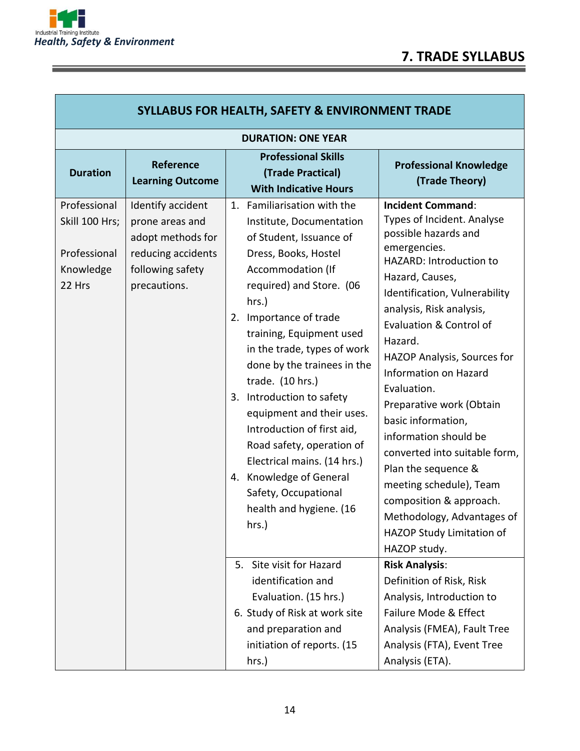# 7. TRADE SYLLABUS

| SYLLABUS FOR HEALTH, SAFETY & ENVIRONMENT TRADE | | | |
|---|---|---|---|
| **DURATION: ONE YEAR** | | | |
| **Duration** | **Reference Learning Outcome** | **Professional Skills (Trade Practical) With Indicative Hours** | **Professional Knowledge (Trade Theory)** |
| Professional Skill 100 Hrs; Professional Knowledge 22 Hrs | Identify accident prone areas and adopt methods for reducing accidents following safety precautions. | 1. Familiarisation with the Institute, Documentation of Student, Issuance of Dress, Books, Hostel Accommodation (If required) and Store. (06 hrs.) 2. Importance of trade training, Equipment used in the trade, types of work done by the trainees in the trade. (10 hrs.) 3. Introduction to safety equipment and their uses. Introduction of first aid, Road safety, operation of Electrical mains. (14 hrs.) 4. Knowledge of General Safety, Occupational health and hygiene. (16 hrs.) | **Incident Command**: Types of Incident. Analyse possible hazards and emergencies. HAZARD: Introduction to Hazard, Causes, Identification, Vulnerability analysis, Risk analysis, Evaluation & Control of Hazard. HAZOP Analysis, Sources for Information on Hazard Evaluation. Preparative work (Obtain basic information, information should be converted into suitable form, Plan the sequence & meeting schedule), Team composition & approach. Methodology, Advantages of HAZOP Study Limitation of HAZOP study. |
| | | 5. Site visit for Hazard identification and Evaluation. (15 hrs.) 6. Study of Risk at work site and preparation and initiation of reports. (15 hrs.) | **Risk Analysis**: Definition of Risk, Risk Analysis, Introduction to Failure Mode & Effect Analysis (FMEA), Fault Tree Analysis (FTA), Event Tree Analysis (ETA). |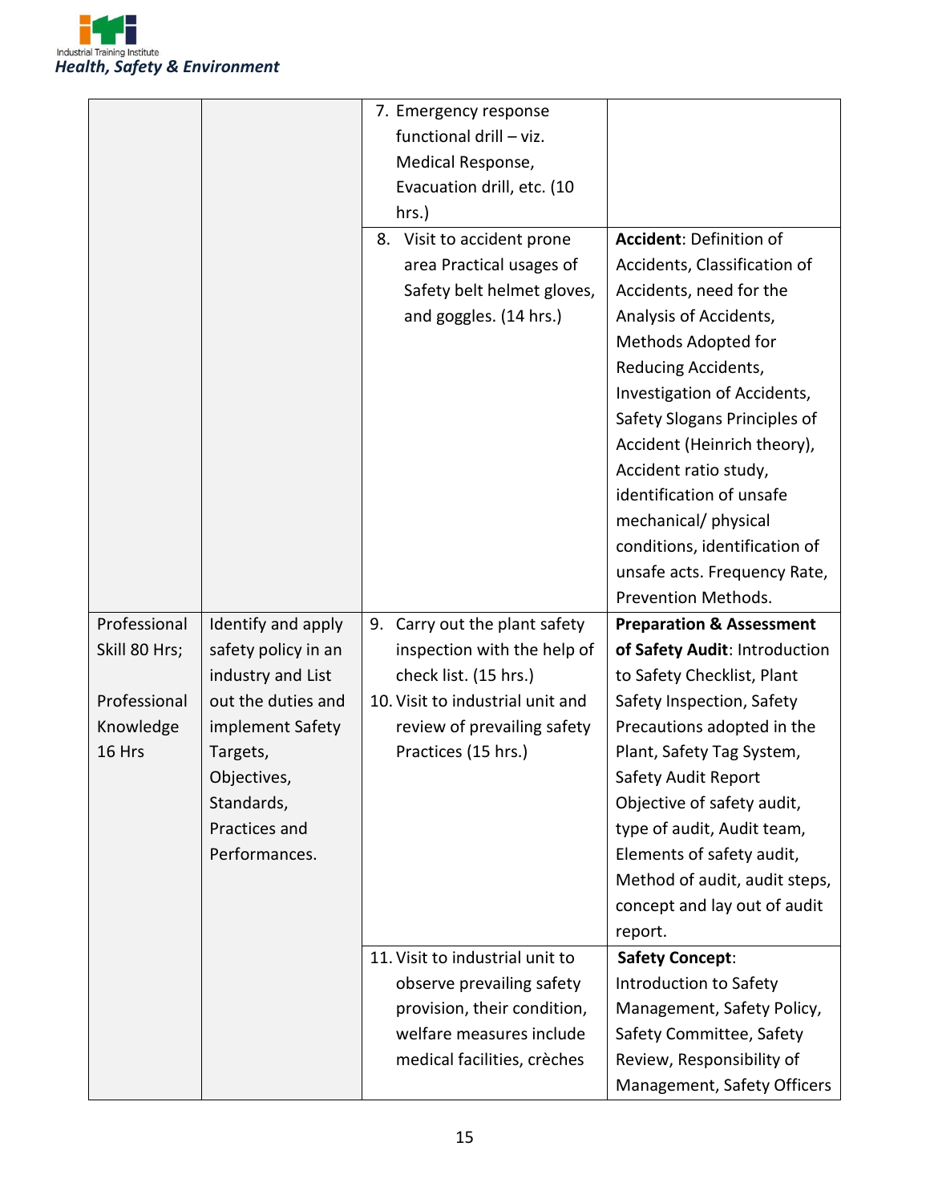| | | | |
|---|---|---|---|
| | | 7. Emergency response functional drill – viz. Medical Response, Evacuation drill, etc. (10 hrs.) | |
| | | 8. Visit to accident prone area Practical usages of Safety belt helmet gloves, and goggles. (14 hrs.) | **Accident**: Definition of Accidents, Classification of Accidents, need for the Analysis of Accidents, Methods Adopted for Reducing Accidents, Investigation of Accidents, Safety Slogans Principles of Accident (Heinrich theory), Accident ratio study, identification of unsafe mechanical/ physical conditions, identification of unsafe acts. Frequency Rate, Prevention Methods. |
| Professional Skill 80 Hrs;<br><br>Professional Knowledge 16 Hrs | Identify and apply safety policy in an industry and List out the duties and implement Safety Targets, Objectives, Standards, Practices and Performances. | 9. Carry out the plant safety inspection with the help of check list. (15 hrs.)<br>10. Visit to industrial unit and review of prevailing safety Practices (15 hrs.) | **Preparation & Assessment of Safety Audit**: Introduction to Safety Checklist, Plant Safety Inspection, Safety Precautions adopted in the Plant, Safety Tag System, Safety Audit Report Objective of safety audit, type of audit, Audit team, Elements of safety audit, Method of audit, audit steps, concept and lay out of audit report. |
| | | 11. Visit to industrial unit to observe prevailing safety provision, their condition, welfare measures include medical facilities, crèches | **Safety Concept**: Introduction to Safety Management, Safety Policy, Safety Committee, Safety Review, Responsibility of Management, Safety Officers |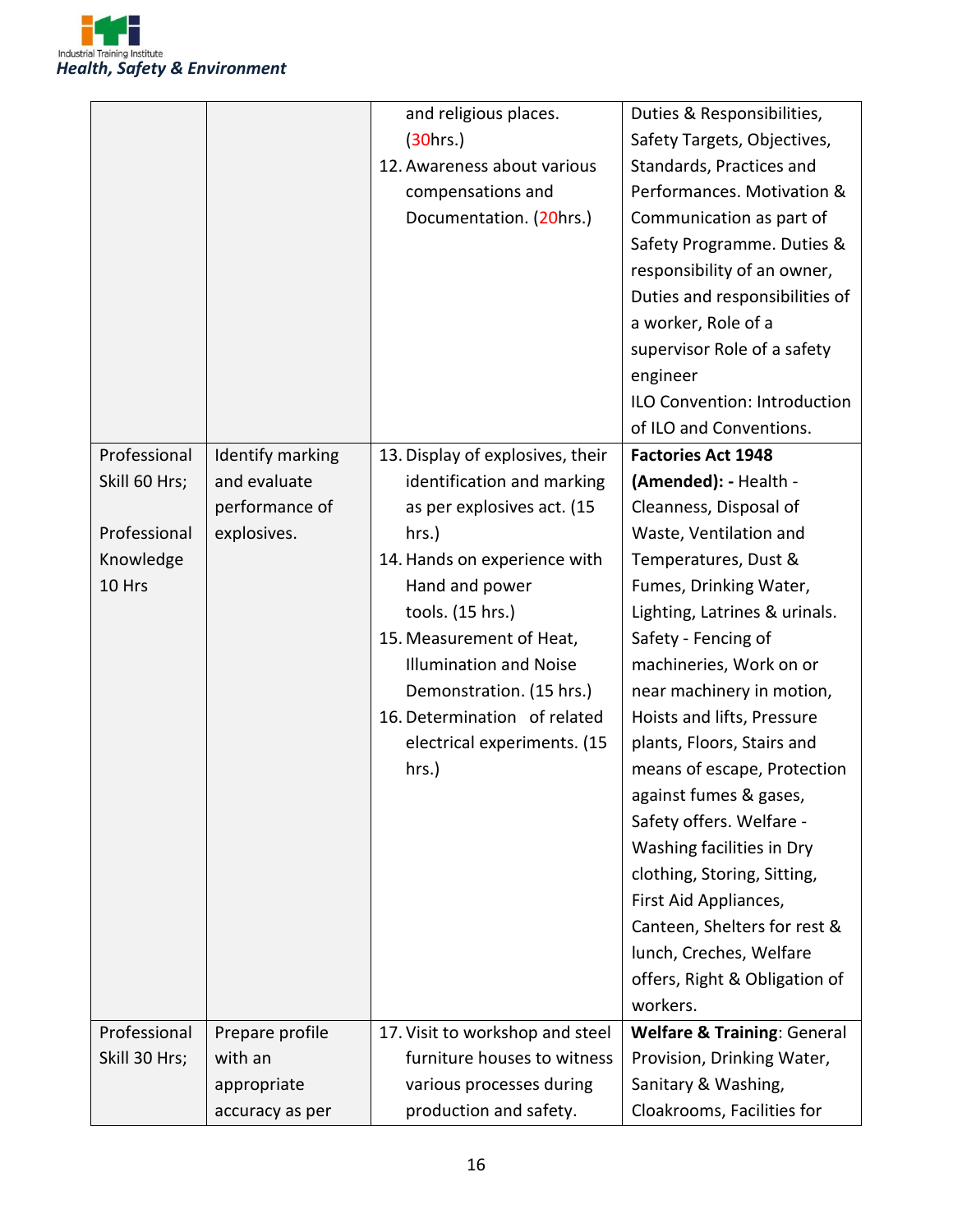| | | | |
|---|---|---|---|
| | | and religious places. (30hrs.)<br>12. Awareness about various compensations and Documentation. (20hrs.) | Duties & Responsibilities, Safety Targets, Objectives, Standards, Practices and Performances. Motivation & Communication as part of Safety Programme. Duties & responsibility of an owner, Duties and responsibilities of a worker, Role of a supervisor Role of a safety engineer<br>ILO Convention: Introduction of ILO and Conventions. |
| Professional Skill 60 Hrs;<br><br>Professional Knowledge 10 Hrs | Identify marking and evaluate performance of explosives. | 13. Display of explosives, their identification and marking as per explosives act. (15 hrs.)<br>14. Hands on experience with Hand and power tools. (15 hrs.)<br>15. Measurement of Heat, Illumination and Noise Demonstration. (15 hrs.)<br>16. Determination of related electrical experiments. (15 hrs.) | **Factories Act 1948 (Amended): -** Health - Cleanness, Disposal of Waste, Ventilation and Temperatures, Dust & Fumes, Drinking Water, Lighting, Latrines & urinals. Safety - Fencing of machineries, Work on or near machinery in motion, Hoists and lifts, Pressure plants, Floors, Stairs and means of escape, Protection against fumes & gases, Safety offers. Welfare - Washing facilities in Dry clothing, Storing, Sitting, First Aid Appliances, Canteen, Shelters for rest & lunch, Creches, Welfare offers, Right & Obligation of workers. |
| Professional Skill 30 Hrs; | Prepare profile with an appropriate accuracy as per | 17. Visit to workshop and steel furniture houses to witness various processes during production and safety. | **Welfare & Training**: General Provision, Drinking Water, Sanitary & Washing, Cloakrooms, Facilities for |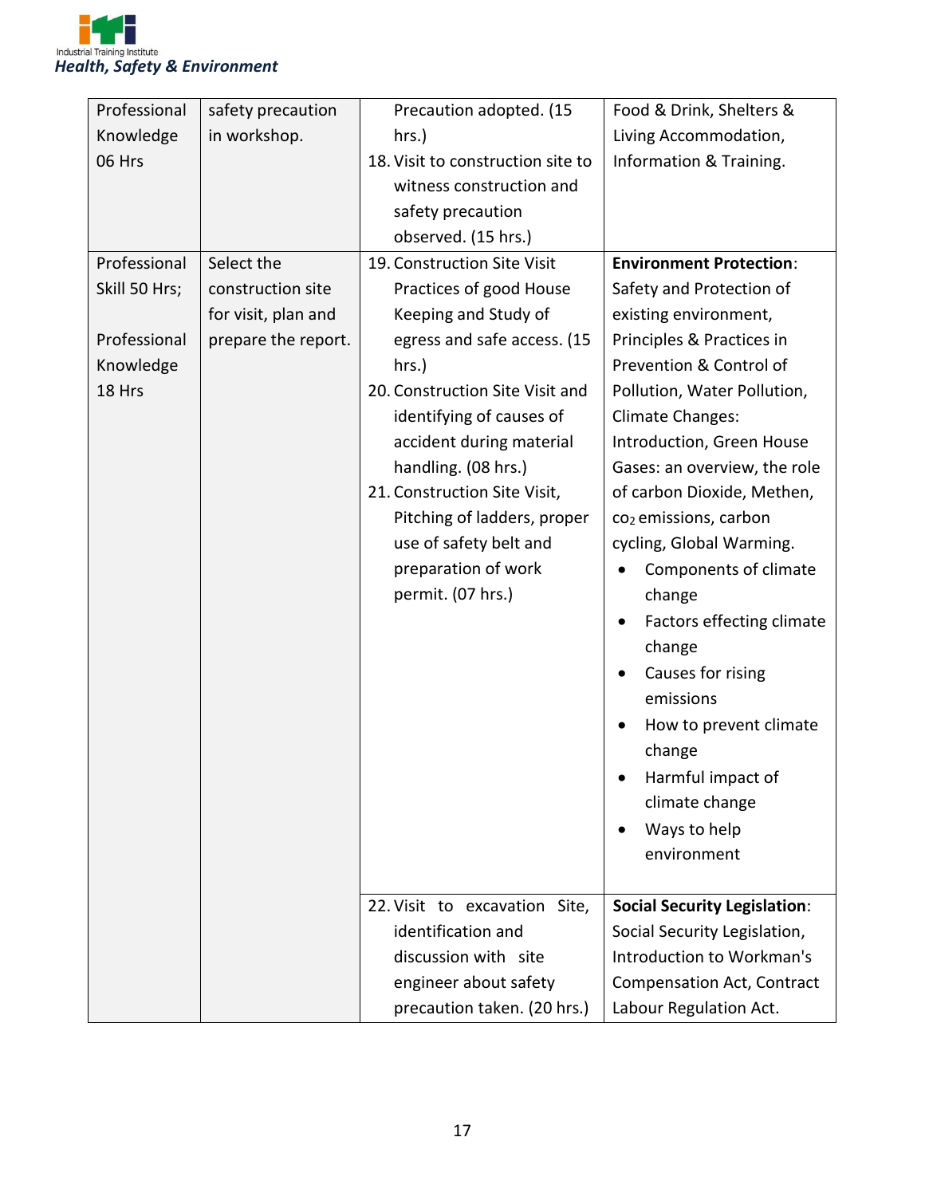| | | | |
|---|---|---|---|
| Professional Knowledge 06 Hrs | safety precaution in workshop. | Precaution adopted. (15 hrs.)<br>18. Visit to construction site to witness construction and safety precaution observed. (15 hrs.) | Food & Drink, Shelters & Living Accommodation, Information & Training. |
| Professional Skill 50 Hrs;<br><br>Professional Knowledge 18 Hrs | Select the construction site for visit, plan and prepare the report. | 19. Construction Site Visit Practices of good House Keeping and Study of egress and safe access. (15 hrs.)<br>20. Construction Site Visit and identifying of causes of accident during material handling. (08 hrs.)<br>21. Construction Site Visit, Pitching of ladders, proper use of safety belt and preparation of work permit. (07 hrs.) | **Environment Protection**: Safety and Protection of existing environment, Principles & Practices in Prevention & Control of Pollution, Water Pollution, Climate Changes: Introduction, Green House Gases: an overview, the role of carbon Dioxide, Methen, $co_2$ emissions, carbon cycling, Global Warming.<br>• Components of climate change<br>• Factors effecting climate change<br>• Causes for rising emissions<br>• How to prevent climate change<br>• Harmful impact of climate change<br>• Ways to help environment |
| | | 22. Visit to excavation Site, identification and discussion with site engineer about safety precaution taken. (20 hrs.) | **Social Security Legislation**: Social Security Legislation, Introduction to Workman's Compensation Act, Contract Labour Regulation Act. |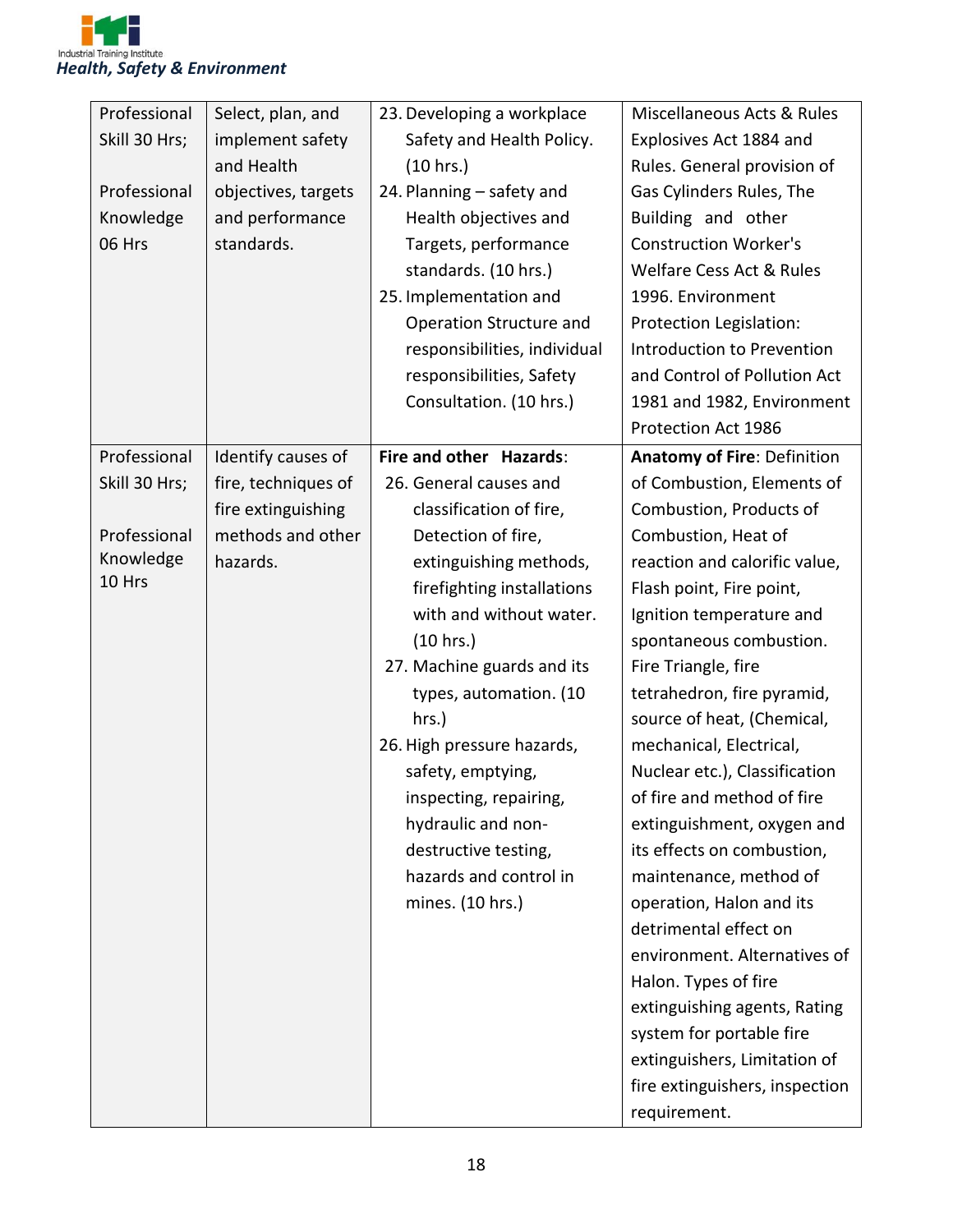| Professional Skill 30 Hrs; Professional Knowledge 06 Hrs | Select, plan, and implement safety and Health objectives, targets and performance standards. | 23. Developing a workplace Safety and Health Policy. (10 hrs.)<br>24. Planning – safety and Health objectives and Targets, performance standards. (10 hrs.)<br>25. Implementation and Operation Structure and responsibilities, individual responsibilities, Safety Consultation. (10 hrs.) | Miscellaneous Acts & Rules Explosives Act 1884 and Rules. General provision of Gas Cylinders Rules, The Building and other Construction Worker's Welfare Cess Act & Rules 1996. Environment Protection Legislation: Introduction to Prevention and Control of Pollution Act 1981 and 1982, Environment Protection Act 1986 |
|---|---|---|---|
| Professional Skill 30 Hrs; Professional Knowledge 10 Hrs | Identify causes of fire, techniques of fire extinguishing methods and other hazards. | **Fire and other Hazards**:<br>26. General causes and classification of fire, Detection of fire, extinguishing methods, firefighting installations with and without water. (10 hrs.)<br>27. Machine guards and its types, automation. (10 hrs.)<br>26. High pressure hazards, safety, emptying, inspecting, repairing, hydraulic and non-destructive testing, hazards and control in mines. (10 hrs.) | **Anatomy of Fire**: Definition of Combustion, Elements of Combustion, Products of Combustion, Heat of reaction and calorific value, Flash point, Fire point, Ignition temperature and spontaneous combustion. Fire Triangle, fire tetrahedron, fire pyramid, source of heat, (Chemical, mechanical, Electrical, Nuclear etc.), Classification of fire and method of fire extinguishment, oxygen and its effects on combustion, maintenance, method of operation, Halon and its detrimental effect on environment. Alternatives of Halon. Types of fire extinguishing agents, Rating system for portable fire extinguishers, Limitation of fire extinguishers, inspection requirement. |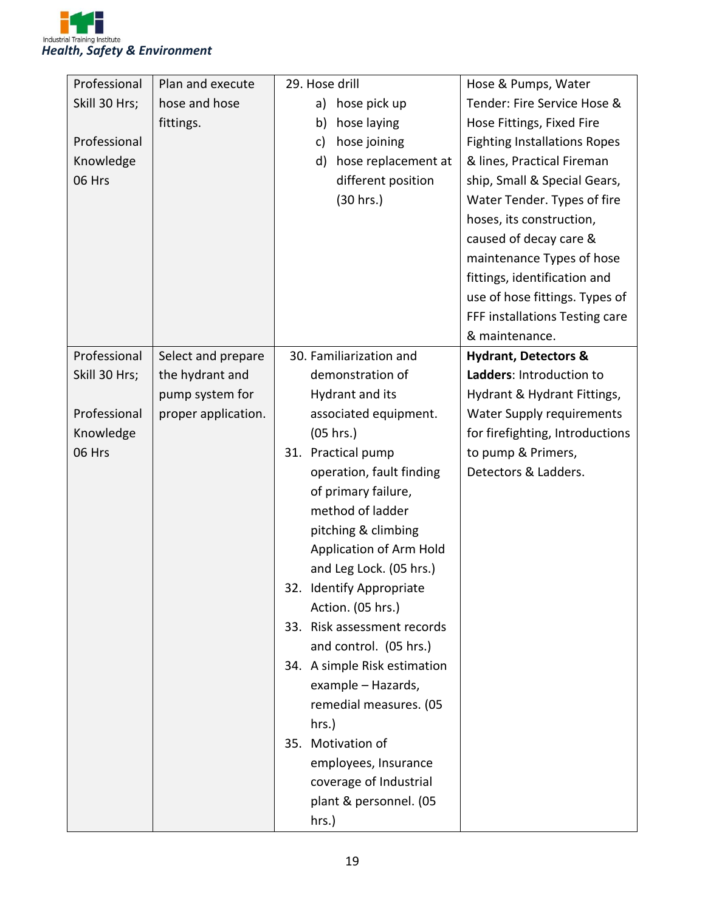| Professional Skill 30 Hrs; Professional Knowledge 06 Hrs | Plan and execute hose and hose fittings. | 29. Hose drill<br>a) hose pick up<br>b) hose laying<br>c) hose joining<br>d) hose replacement at different position (30 hrs.) | Hose & Pumps, Water Tender: Fire Service Hose & Hose Fittings, Fixed Fire Fighting Installations Ropes & lines, Practical Fireman ship, Small & Special Gears, Water Tender. Types of fire hoses, its construction, caused of decay care & maintenance Types of hose fittings, identification and use of hose fittings. Types of FFF installations Testing care & maintenance. |
|---|---|---|---|
| Professional Skill 30 Hrs; Professional Knowledge 06 Hrs | Select and prepare the hydrant and pump system for proper application. | 30. Familiarization and demonstration of Hydrant and its associated equipment. (05 hrs.)<br>31. Practical pump operation, fault finding of primary failure, method of ladder pitching & climbing Application of Arm Hold and Leg Lock. (05 hrs.)<br>32. Identify Appropriate Action. (05 hrs.)<br>33. Risk assessment records and control. (05 hrs.)<br>34. A simple Risk estimation example – Hazards, remedial measures. (05 hrs.)<br>35. Motivation of employees, Insurance coverage of Industrial plant & personnel. (05 hrs.) | **Hydrant, Detectors & Ladders**: Introduction to Hydrant & Hydrant Fittings, Water Supply requirements for firefighting, Introductions to pump & Primers, Detectors & Ladders. |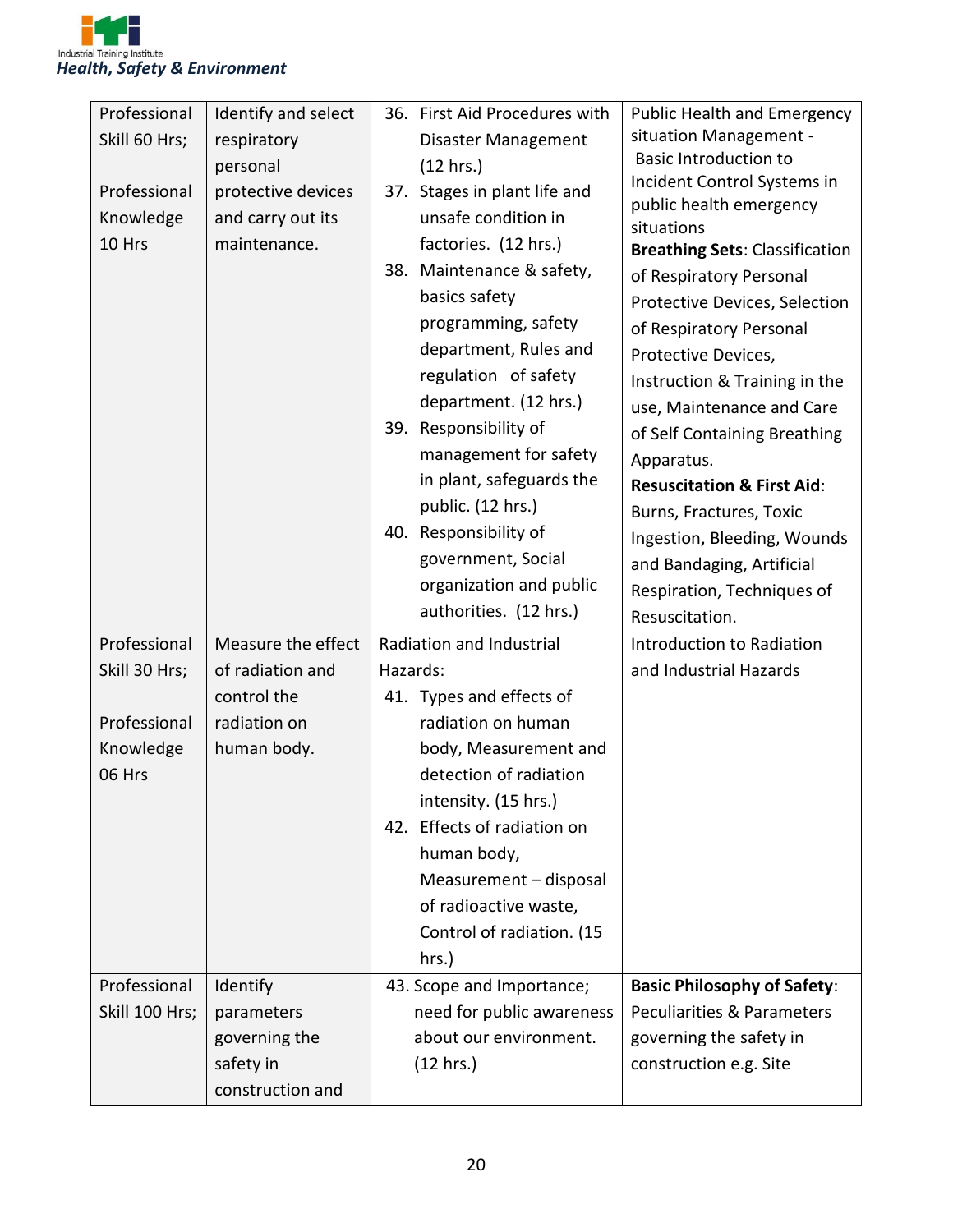| Professional Skill 60 Hrs; Professional Knowledge 10 Hrs | Identify and select respiratory personal protective devices and carry out its maintenance. | 36. First Aid Procedures with Disaster Management (12 hrs.)<br>37. Stages in plant life and unsafe condition in factories. (12 hrs.)<br>38. Maintenance & safety, basics safety programming, safety department, Rules and regulation of safety department. (12 hrs.)<br>39. Responsibility of management for safety in plant, safeguards the public. (12 hrs.)<br>40. Responsibility of government, Social organization and public authorities. (12 hrs.) | Public Health and Emergency situation Management - Basic Introduction to Incident Control Systems in public health emergency situations<br>**Breathing Sets**: Classification of Respiratory Personal Protective Devices, Selection of Respiratory Personal Protective Devices, Instruction & Training in the use, Maintenance and Care of Self Containing Breathing Apparatus.<br>**Resuscitation & First Aid**: Burns, Fractures, Toxic Ingestion, Bleeding, Wounds and Bandaging, Artificial Respiration, Techniques of Resuscitation. |
|---|---|---|---|
| Professional Skill 30 Hrs; Professional Knowledge 06 Hrs | Measure the effect of radiation and control the radiation on human body. | Radiation and Industrial Hazards:<br>41. Types and effects of radiation on human body, Measurement and detection of radiation intensity. (15 hrs.)<br>42. Effects of radiation on human body, Measurement – disposal of radioactive waste, Control of radiation. (15 hrs.) | Introduction to Radiation and Industrial Hazards |
| Professional Skill 100 Hrs; | Identify parameters governing the safety in construction and | 43. Scope and Importance; need for public awareness about our environment. (12 hrs.) | **Basic Philosophy of Safety**: Peculiarities & Parameters governing the safety in construction e.g. Site |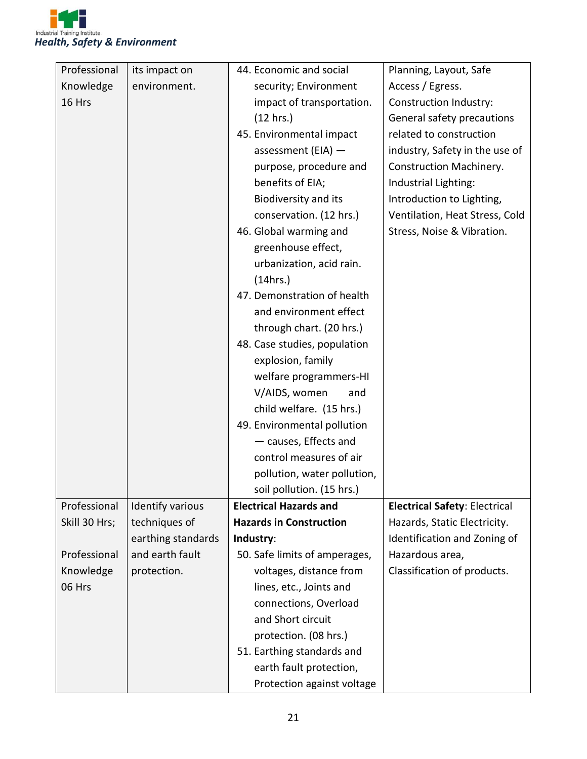| | | | |
|---|---|---|---|
| Professional Knowledge 16 Hrs | its impact on environment. | 44. Economic and social security; Environment impact of transportation. (12 hrs.)<br>45. Environmental impact assessment (EIA) — purpose, procedure and benefits of EIA; Biodiversity and its conservation. (12 hrs.)<br>46. Global warming and greenhouse effect, urbanization, acid rain. (14hrs.)<br>47. Demonstration of health and environment effect through chart. (20 hrs.)<br>48. Case studies, population explosion, family welfare programmers-HIV/AIDS, women and child welfare. (15 hrs.)<br>49. Environmental pollution — causes, Effects and control measures of air pollution, water pollution, soil pollution. (15 hrs.) | Planning, Layout, Safe Access / Egress.<br>Construction Industry: General safety precautions related to construction industry, Safety in the use of Construction Machinery.<br>Industrial Lighting: Introduction to Lighting, Ventilation, Heat Stress, Cold Stress, Noise & Vibration. |
| Professional Skill 30 Hrs;<br><br>Professional Knowledge 06 Hrs | Identify various techniques of earthing standards and earth fault protection. | **Electrical Hazards and Hazards in Construction Industry**:<br>50. Safe limits of amperages, voltages, distance from lines, etc., Joints and connections, Overload and Short circuit protection. (08 hrs.)<br>51. Earthing standards and earth fault protection, Protection against voltage | **Electrical Safety**: Electrical Hazards, Static Electricity. Identification and Zoning of Hazardous area, Classification of products. |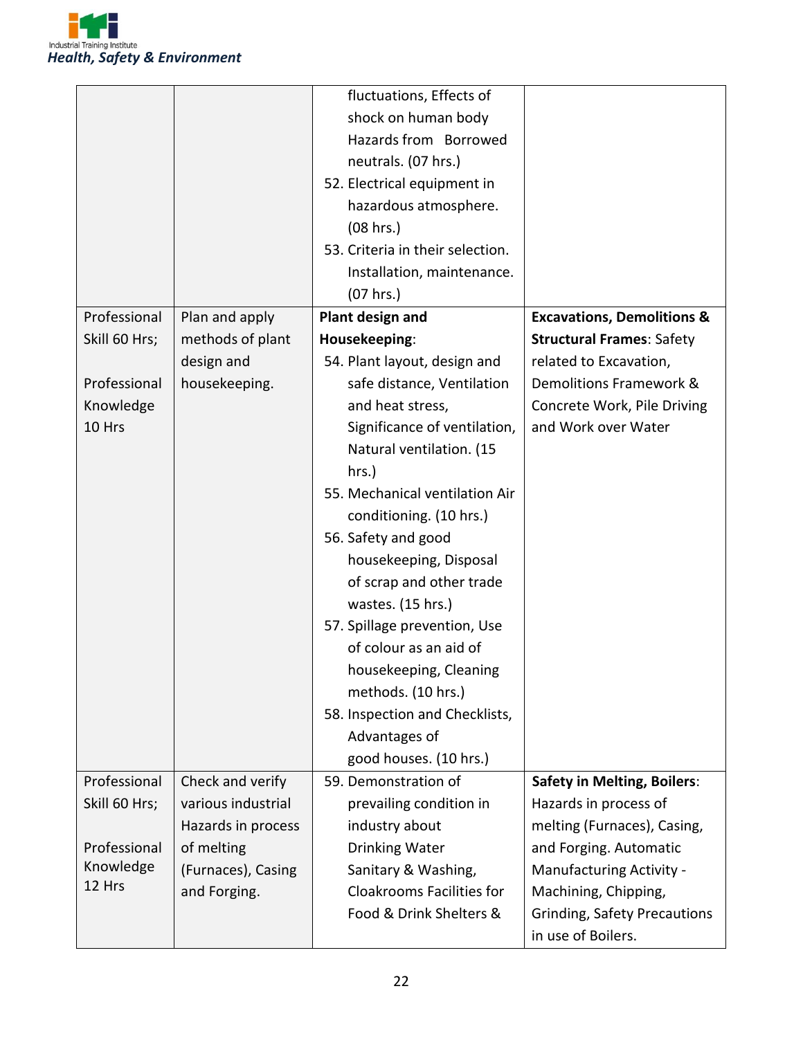| | | | |
|---|---|---|---|
| | | fluctuations, Effects of shock on human body Hazards from Borrowed neutrals. (07 hrs.)<br>52. Electrical equipment in hazardous atmosphere. (08 hrs.)<br>53. Criteria in their selection. Installation, maintenance. (07 hrs.) | |
| Professional Skill 60 Hrs;<br><br>Professional Knowledge 10 Hrs | Plan and apply methods of plant design and housekeeping. | **Plant design and Housekeeping**:<br>54. Plant layout, design and safe distance, Ventilation and heat stress, Significance of ventilation, Natural ventilation. (15 hrs.)<br>55. Mechanical ventilation Air conditioning. (10 hrs.)<br>56. Safety and good housekeeping, Disposal of scrap and other trade wastes. (15 hrs.)<br>57. Spillage prevention, Use of colour as an aid of housekeeping, Cleaning methods. (10 hrs.)<br>58. Inspection and Checklists, Advantages of good houses. (10 hrs.) | **Excavations, Demolitions & Structural Frames**: Safety related to Excavation, Demolitions Framework & Concrete Work, Pile Driving and Work over Water |
| Professional Skill 60 Hrs;<br><br>Professional Knowledge 12 Hrs | Check and verify various industrial Hazards in process of melting (Furnaces), Casing and Forging. | 59. Demonstration of prevailing condition in industry about Drinking Water Sanitary & Washing, Cloakrooms Facilities for Food & Drink Shelters & | **Safety in Melting, Boilers**: Hazards in process of melting (Furnaces), Casing, and Forging. Automatic Manufacturing Activity - Machining, Chipping, Grinding, Safety Precautions in use of Boilers. |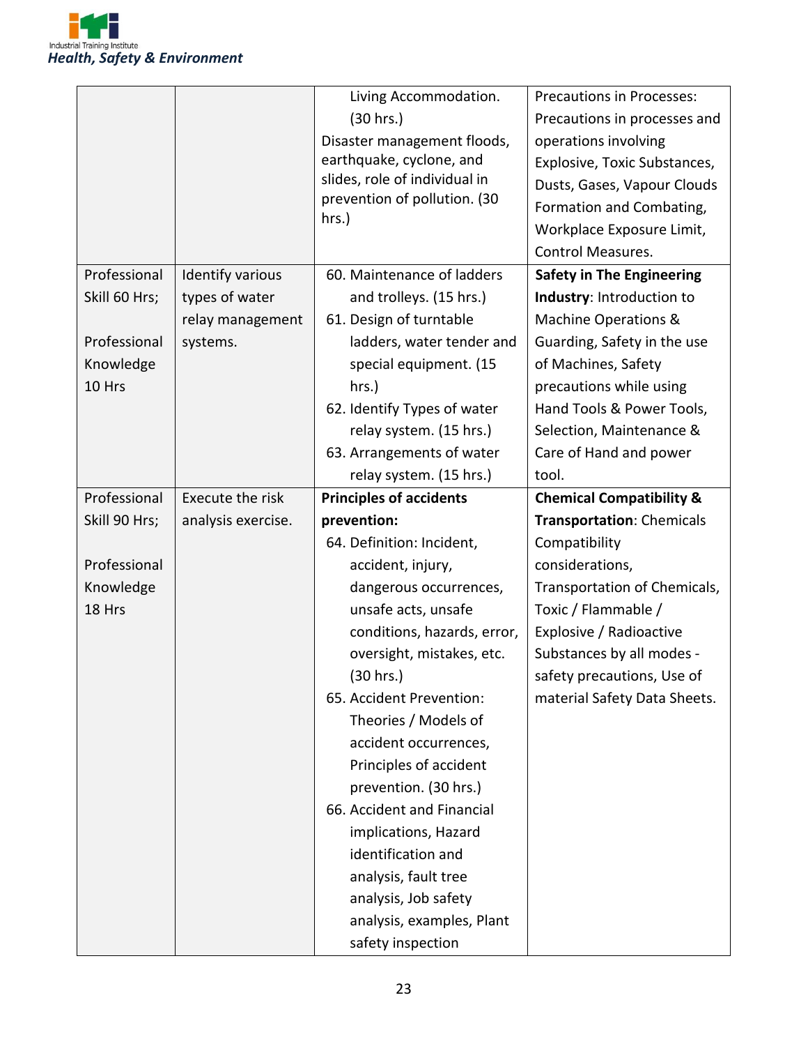| | | | |
|---|---|---|---|
| | | Living Accommodation. (30 hrs.)<br>Disaster management floods, earthquake, cyclone, and slides, role of individual in prevention of pollution. (30 hrs.) | Precautions in Processes: Precautions in processes and operations involving Explosive, Toxic Substances, Dusts, Gases, Vapour Clouds Formation and Combating, Workplace Exposure Limit, Control Measures. |
| Professional Skill 60 Hrs;<br><br>Professional Knowledge 10 Hrs | Identify various types of water relay management systems. | 60. Maintenance of ladders and trolleys. (15 hrs.)<br>61. Design of turntable ladders, water tender and special equipment. (15 hrs.)<br>62. Identify Types of water relay system. (15 hrs.)<br>63. Arrangements of water relay system. (15 hrs.) | **Safety in The Engineering Industry**: Introduction to Machine Operations & Guarding, Safety in the use of Machines, Safety precautions while using Hand Tools & Power Tools, Selection, Maintenance & Care of Hand and power tool. |
| Professional Skill 90 Hrs;<br><br>Professional Knowledge 18 Hrs | Execute the risk analysis exercise. | **Principles of accidents prevention:**<br>64. Definition: Incident, accident, injury, dangerous occurrences, unsafe acts, unsafe conditions, hazards, error, oversight, mistakes, etc. (30 hrs.)<br>65. Accident Prevention: Theories / Models of accident occurrences, Principles of accident prevention. (30 hrs.)<br>66. Accident and Financial implications, Hazard identification and analysis, fault tree analysis, Job safety analysis, examples, Plant safety inspection | **Chemical Compatibility & Transportation**: Chemicals Compatibility considerations, Transportation of Chemicals, Toxic / Flammable / Explosive / Radioactive Substances by all modes - safety precautions, Use of material Safety Data Sheets. |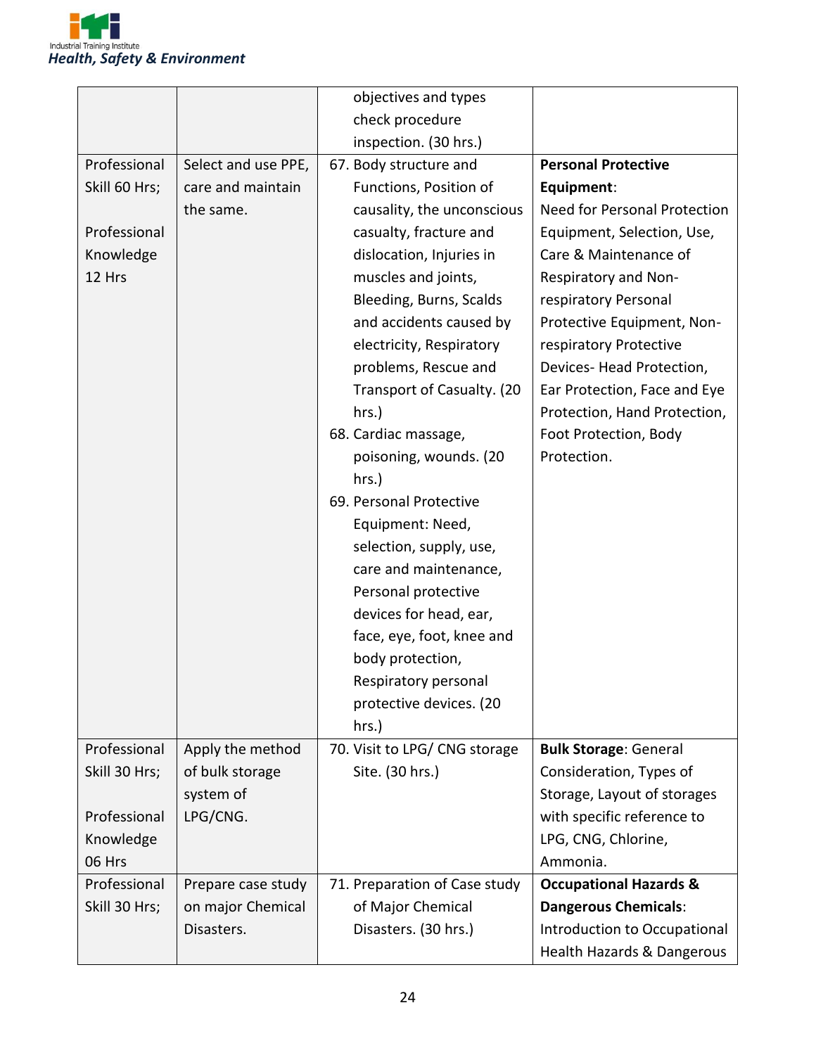| | | objectives and types check procedure inspection. (30 hrs.) | |
|---|---|---|---|
| Professional Skill 60 Hrs; <br><br> Professional Knowledge 12 Hrs | Select and use PPE, care and maintain the same. | 67. Body structure and Functions, Position of causality, the unconscious casualty, fracture and dislocation, Injuries in muscles and joints, Bleeding, Burns, Scalds and accidents caused by electricity, Respiratory problems, Rescue and Transport of Casualty. (20 hrs.) <br> 68. Cardiac massage, poisoning, wounds. (20 hrs.) <br> 69. Personal Protective Equipment: Need, selection, supply, use, care and maintenance, Personal protective devices for head, ear, face, eye, foot, knee and body protection, Respiratory personal protective devices. (20 hrs.) | **Personal Protective Equipment**: Need for Personal Protection Equipment, Selection, Use, Care & Maintenance of Respiratory and Non-respiratory Personal Protective Equipment, Non-respiratory Protective Devices- Head Protection, Ear Protection, Face and Eye Protection, Hand Protection, Foot Protection, Body Protection. |
| Professional Skill 30 Hrs; <br><br> Professional Knowledge 06 Hrs | Apply the method of bulk storage system of LPG/CNG. | 70. Visit to LPG/ CNG storage Site. (30 hrs.) | **Bulk Storage**: General Consideration, Types of Storage, Layout of storages with specific reference to LPG, CNG, Chlorine, Ammonia. |
| Professional Skill 30 Hrs; | Prepare case study on major Chemical Disasters. | 71. Preparation of Case study of Major Chemical Disasters. (30 hrs.) | **Occupational Hazards & Dangerous Chemicals**: Introduction to Occupational Health Hazards & Dangerous |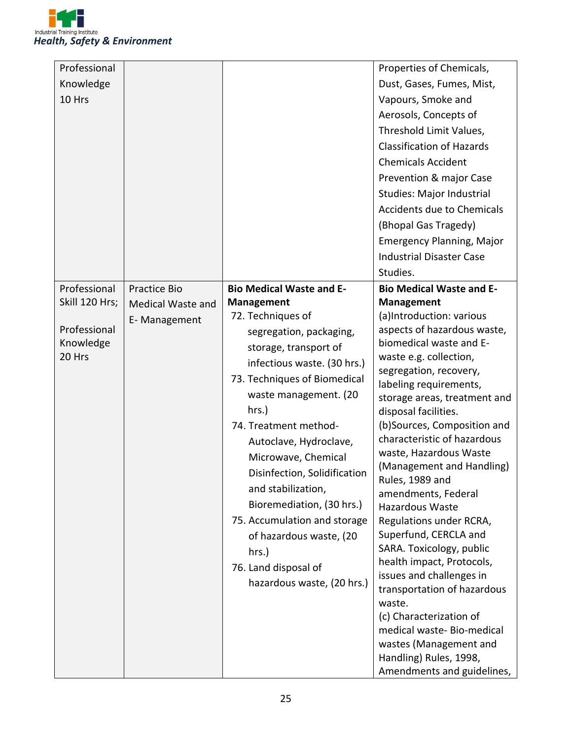| Professional Knowledge 10 Hrs | | | Properties of Chemicals, Dust, Gases, Fumes, Mist, Vapours, Smoke and Aerosols, Concepts of Threshold Limit Values, Classification of Hazards Chemicals Accident Prevention & major Case Studies: Major Industrial Accidents due to Chemicals (Bhopal Gas Tragedy) Emergency Planning, Major Industrial Disaster Case Studies. |
|---|---|---|---|
| Professional Skill 120 Hrs;<br><br>Professional Knowledge 20 Hrs | Practice Bio Medical Waste and E- Management | **Bio Medical Waste and E-Management**<br>72. Techniques of segregation, packaging, storage, transport of infectious waste. (30 hrs.)<br>73. Techniques of Biomedical waste management. (20 hrs.)<br>74. Treatment method- Autoclave, Hydroclave, Microwave, Chemical Disinfection, Solidification and stabilization, Bioremediation, (30 hrs.)<br>75. Accumulation and storage of hazardous waste, (20 hrs.)<br>76. Land disposal of hazardous waste, (20 hrs.) | **Bio Medical Waste and E-Management**<br>(a)Introduction: various aspects of hazardous waste, biomedical waste and E-waste e.g. collection, segregation, recovery, labeling requirements, storage areas, treatment and disposal facilities.<br>(b)Sources, Composition and characteristic of hazardous waste, Hazardous Waste (Management and Handling) Rules, 1989 and amendments, Federal Hazardous Waste Regulations under RCRA, Superfund, CERCLA and SARA. Toxicology, public health impact, Protocols, issues and challenges in transportation of hazardous waste.<br>(c) Characterization of medical waste- Bio-medical wastes (Management and Handling) Rules, 1998, Amendments and guidelines, |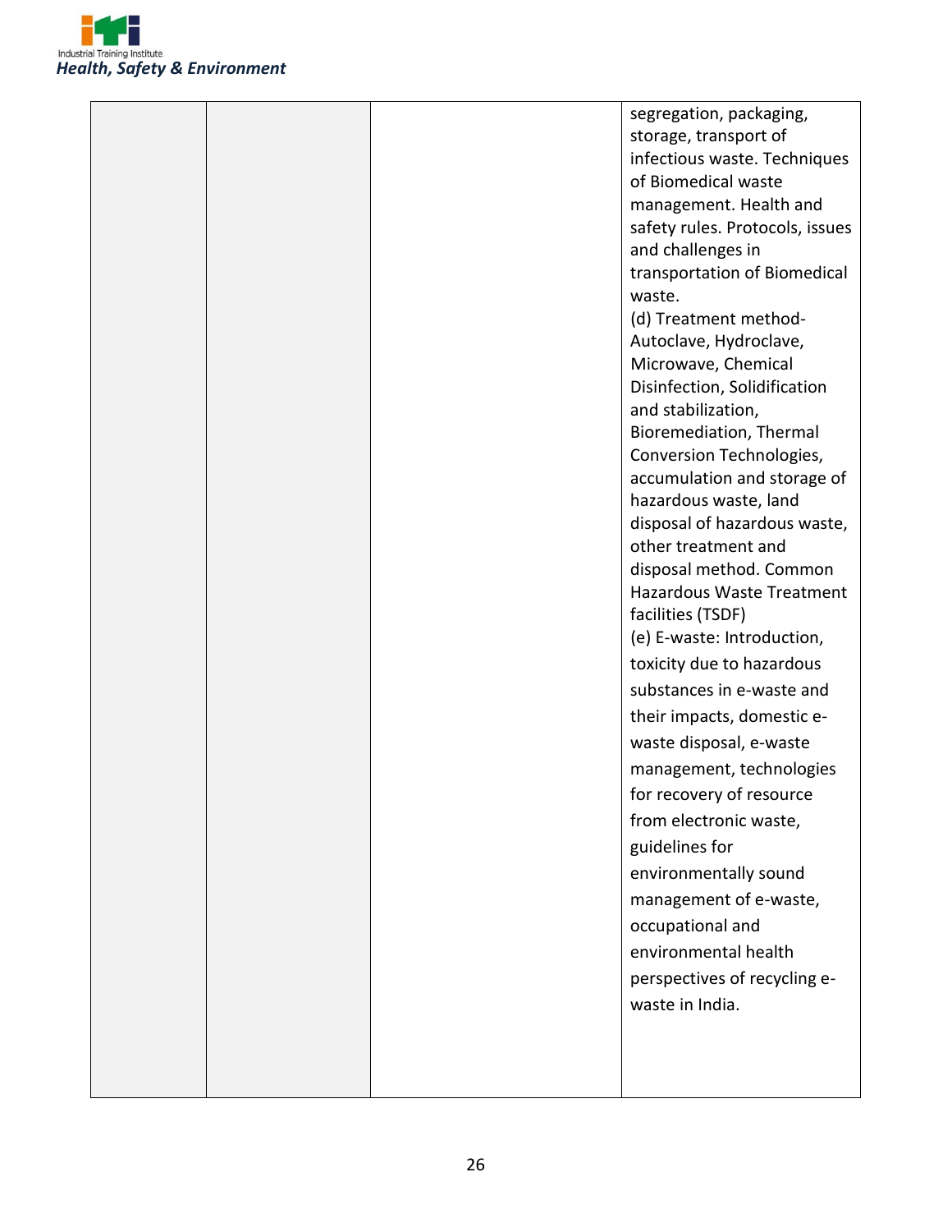|  |  |  | segregation, packaging, storage, transport of infectious waste. Techniques of Biomedical waste management. Health and safety rules. Protocols, issues and challenges in transportation of Biomedical waste.<br>(d) Treatment method- Autoclave, Hydroclave, Microwave, Chemical Disinfection, Solidification and stabilization, Bioremediation, Thermal Conversion Technologies, accumulation and storage of hazardous waste, land disposal of hazardous waste, other treatment and disposal method. Common Hazardous Waste Treatment facilities (TSDF)<br>(e) E-waste: Introduction, toxicity due to hazardous substances in e-waste and their impacts, domestic e-waste disposal, e-waste management, technologies for recovery of resource from electronic waste, guidelines for environmentally sound management of e-waste, occupational and environmental health perspectives of recycling e-waste in India. |
|---|---|---|---|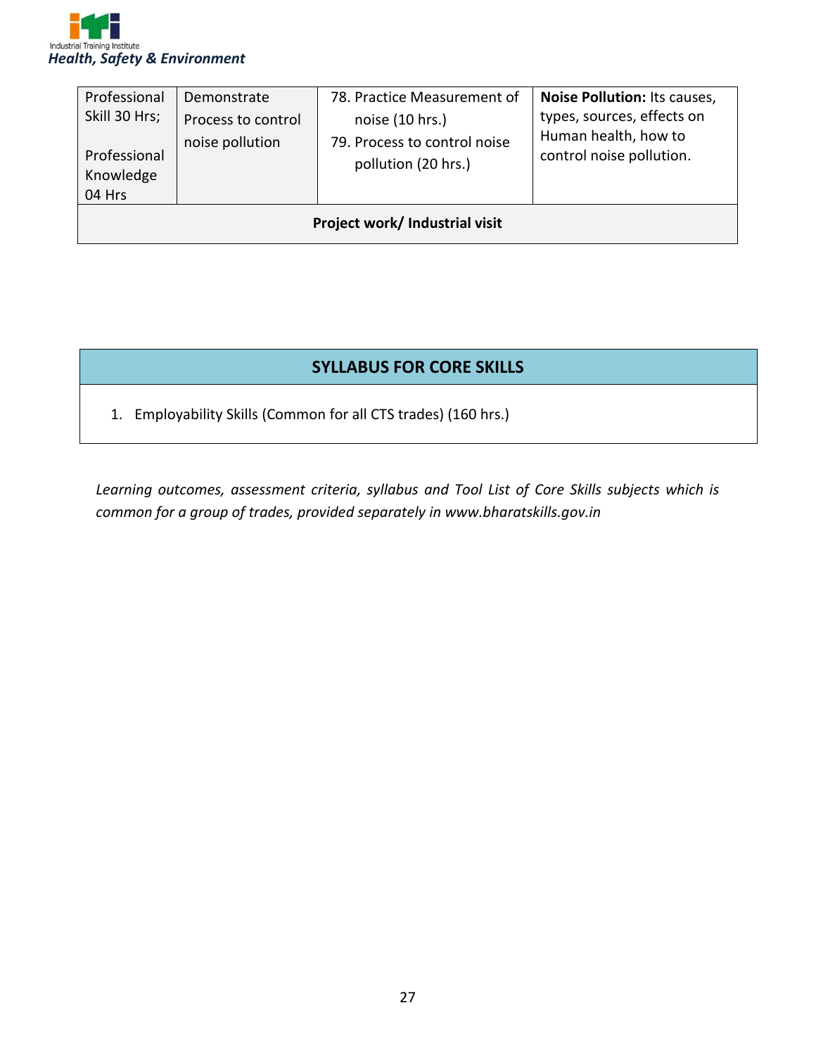| Professional Skill 30 Hrs; Professional Knowledge 04 Hrs | Demonstrate Process to control noise pollution | 78. Practice Measurement of noise (10 hrs.) 79. Process to control noise pollution (20 hrs.) | **Noise Pollution:** Its causes, types, sources, effects on Human health, how to control noise pollution. |
|---|---|---|---|
| **Project work/ Industrial visit** | | | |

## SYLLABUS FOR CORE SKILLS

1. Employability Skills (Common for all CTS trades) (160 hrs.)

*Learning outcomes, assessment criteria, syllabus and Tool List of Core Skills subjects which is common for a group of trades, provided separately in www.bharatskills.gov.in*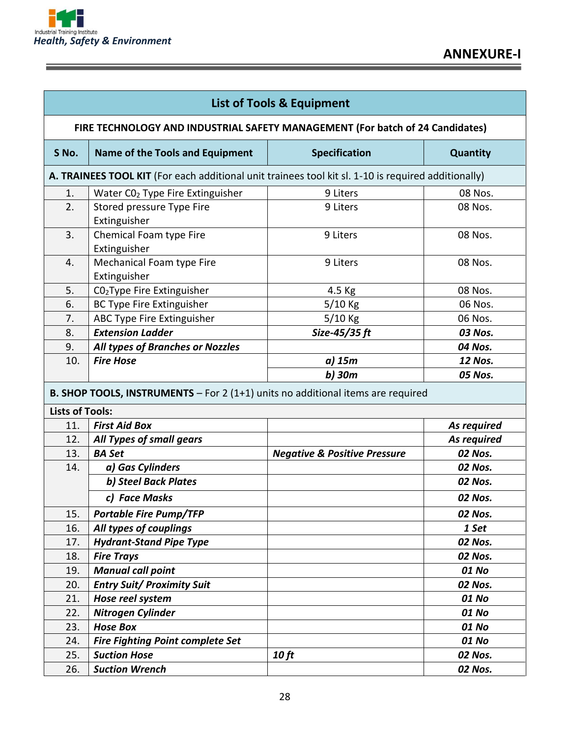## ANNEXURE-I

| List of Tools & Equipment | | | |
|---|---|---|---|
| **FIRE TECHNOLOGY AND INDUSTRIAL SAFETY MANAGEMENT (For batch of 24 Candidates)** | | | |
| **S No.** | **Name of the Tools and Equipment** | **Specification** | **Quantity** |
| **A. TRAINEES TOOL KIT** (For each additional unit trainees tool kit sl. 1-10 is required additionally) | | | |
| 1. | Water $CO_2$ Type Fire Extinguisher | 9 Liters | 08 Nos. |
| 2. | Stored pressure Type Fire Extinguisher | 9 Liters | 08 Nos. |
| 3. | Chemical Foam type Fire Extinguisher | 9 Liters | 08 Nos. |
| 4. | Mechanical Foam type Fire Extinguisher | 9 Liters | 08 Nos. |
| 5. | $CO_2$Type Fire Extinguisher | 4.5 Kg | 08 Nos. |
| 6. | BC Type Fire Extinguisher | 5/10 Kg | 06 Nos. |
| 7. | ABC Type Fire Extinguisher | 5/10 Kg | 06 Nos. |
| 8. | ***Extension Ladder*** | ***Size-45/35 ft*** | ***03 Nos.*** |
| 9. | ***All types of Branches or Nozzles*** | | ***04 Nos.*** |
| 10. | ***Fire Hose*** | ***a) 15m*** | ***12 Nos.*** |
| | | ***b) 30m*** | ***05 Nos.*** |
| **B. SHOP TOOLS, INSTRUMENTS** – For 2 (1+1) units no additional items are required | | | |
| **Lists of Tools:** | | | |
| 11. | ***First Aid Box*** | | ***As required*** |
| 12. | ***All Types of small gears*** | | ***As required*** |
| 13. | ***BA Set*** | ***Negative & Positive Pressure*** | ***02 Nos.*** |
| 14. | ***a) Gas Cylinders*** | | ***02 Nos.*** |
| | ***b) Steel Back Plates*** | | ***02 Nos.*** |
| | ***c) Face Masks*** | | ***02 Nos.*** |
| 15. | ***Portable Fire Pump/TFP*** | | ***02 Nos.*** |
| 16. | ***All types of couplings*** | | ***1 Set*** |
| 17. | ***Hydrant-Stand Pipe Type*** | | ***02 Nos.*** |
| 18. | ***Fire Trays*** | | ***02 Nos.*** |
| 19. | ***Manual call point*** | | ***01 No*** |
| 20. | ***Entry Suit/ Proximity Suit*** | | ***02 Nos.*** |
| 21. | ***Hose reel system*** | | ***01 No*** |
| 22. | ***Nitrogen Cylinder*** | | ***01 No*** |
| 23. | ***Hose Box*** | | ***01 No*** |
| 24. | ***Fire Fighting Point complete Set*** | | ***01 No*** |
| 25. | ***Suction Hose*** | ***10 ft*** | ***02 Nos.*** |
| 26. | ***Suction Wrench*** | | ***02 Nos.*** |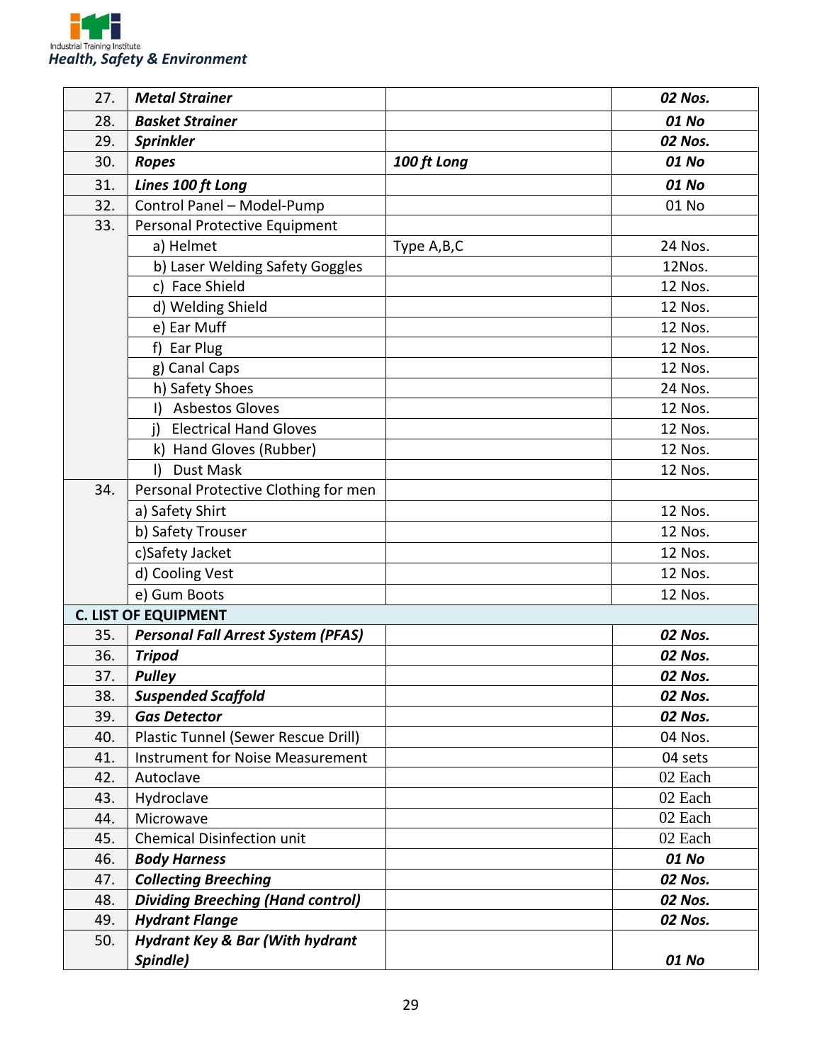| | | | |
|---|---|---|---|
| 27. | ***Metal Strainer*** | | ***02 Nos.*** |
| 28. | ***Basket Strainer*** | | ***01 No*** |
| 29. | ***Sprinkler*** | | ***02 Nos.*** |
| 30. | ***Ropes*** | ***100 ft Long*** | ***01 No*** |
| 31. | ***Lines 100 ft Long*** | | ***01 No*** |
| 32. | Control Panel – Model-Pump | | 01 No |
| 33. | Personal Protective Equipment | | |
| | a) Helmet | Type A,B,C | 24 Nos. |
| | b) Laser Welding Safety Goggles | | 12Nos. |
| | c) Face Shield | | 12 Nos. |
| | d) Welding Shield | | 12 Nos. |
| | e) Ear Muff | | 12 Nos. |
| | f) Ear Plug | | 12 Nos. |
| | g) Canal Caps | | 12 Nos. |
| | h) Safety Shoes | | 24 Nos. |
| | I) Asbestos Gloves | | 12 Nos. |
| | j) Electrical Hand Gloves | | 12 Nos. |
| | k) Hand Gloves (Rubber) | | 12 Nos. |
| | l) Dust Mask | | 12 Nos. |
| 34. | Personal Protective Clothing for men | | |
| | a) Safety Shirt | | 12 Nos. |
| | b) Safety Trouser | | 12 Nos. |
| | c)Safety Jacket | | 12 Nos. |
| | d) Cooling Vest | | 12 Nos. |
| | e) Gum Boots | | 12 Nos. |
| **C. LIST OF EQUIPMENT** | | | |
| 35. | ***Personal Fall Arrest System (PFAS)*** | | ***02 Nos.*** |
| 36. | ***Tripod*** | | ***02 Nos.*** |
| 37. | ***Pulley*** | | ***02 Nos.*** |
| 38. | ***Suspended Scaffold*** | | ***02 Nos.*** |
| 39. | ***Gas Detector*** | | ***02 Nos.*** |
| 40. | Plastic Tunnel (Sewer Rescue Drill) | | 04 Nos. |
| 41. | Instrument for Noise Measurement | | 04 sets |
| 42. | Autoclave | | 02 Each |
| 43. | Hydroclave | | 02 Each |
| 44. | Microwave | | 02 Each |
| 45. | Chemical Disinfection unit | | 02 Each |
| 46. | ***Body Harness*** | | ***01 No*** |
| 47. | ***Collecting Breeching*** | | ***02 Nos.*** |
| 48. | ***Dividing Breeching (Hand control)*** | | ***02 Nos.*** |
| 49. | ***Hydrant Flange*** | | ***02 Nos.*** |
| 50. | ***Hydrant Key & Bar (With hydrant Spindle)*** | | ***01 No*** |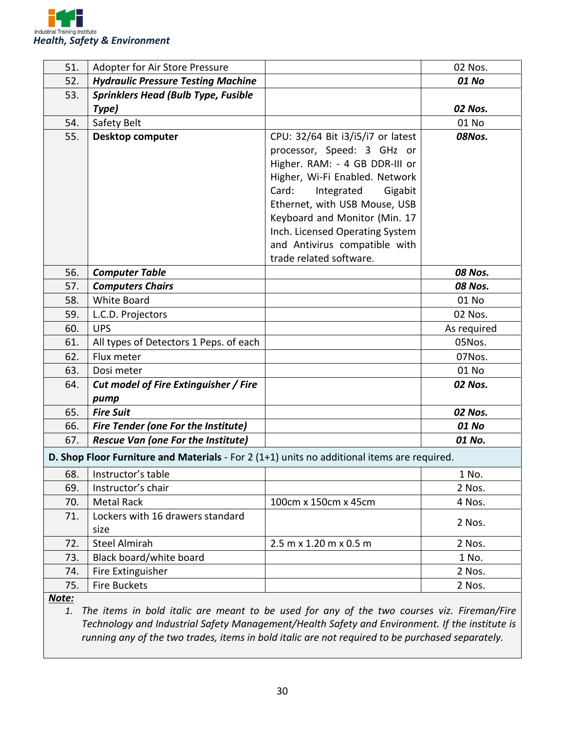| | | | |
|---|---|---|---|
| 51. | Adopter for Air Store Pressure | | 02 Nos. |
| 52. | ***Hydraulic Pressure Testing Machine*** | | ***01 No*** |
| 53. | ***Sprinklers Head (Bulb Type, Fusible Type)*** | | ***02 Nos.*** |
| 54. | Safety Belt | | 01 No |
| 55. | **Desktop computer** | CPU: 32/64 Bit i3/i5/i7 or latest processor, Speed: 3 GHz or Higher. RAM: - 4 GB DDR-III or Higher, Wi-Fi Enabled. Network Card: Integrated Gigabit Ethernet, with USB Mouse, USB Keyboard and Monitor (Min. 17 Inch. Licensed Operating System and Antivirus compatible with trade related software. | ***08Nos.*** |
| 56. | ***Computer Table*** | | ***08 Nos.*** |
| 57. | ***Computers Chairs*** | | ***08 Nos.*** |
| 58. | White Board | | 01 No |
| 59. | L.C.D. Projectors | | 02 Nos. |
| 60. | UPS | | As required |
| 61. | All types of Detectors 1 Peps. of each | | 05Nos. |
| 62. | Flux meter | | 07Nos. |
| 63. | Dosi meter | | 01 No |
| 64. | ***Cut model of Fire Extinguisher / Fire pump*** | | ***02 Nos.*** |
| 65. | ***Fire Suit*** | | ***02 Nos.*** |
| 66. | ***Fire Tender (one For the Institute)*** | | ***01 No*** |
| 67. | ***Rescue Van (one For the Institute)*** | | ***01 No.*** |
| **D. Shop Floor Furniture and Materials** - For 2 (1+1) units no additional items are required. | | | |
| 68. | Instructor's table | | 1 No. |
| 69. | Instructor's chair | | 2 Nos. |
| 70. | Metal Rack | 100cm x 150cm x 45cm | 4 Nos. |
| 71. | Lockers with 16 drawers standard size | | 2 Nos. |
| 72. | Steel Almirah | 2.5 m x 1.20 m x 0.5 m | 2 Nos. |
| 73. | Black board/white board | | 1 No. |
| 74. | Fire Extinguisher | | 2 Nos. |
| 75. | Fire Buckets | | 2 Nos. |

***Note:***

1. *The items in bold italic are meant to be used for any of the two courses viz. Fireman/Fire Technology and Industrial Safety Management/Health Safety and Environment. If the institute is running any of the two trades, items in bold italic are not required to be purchased separately.*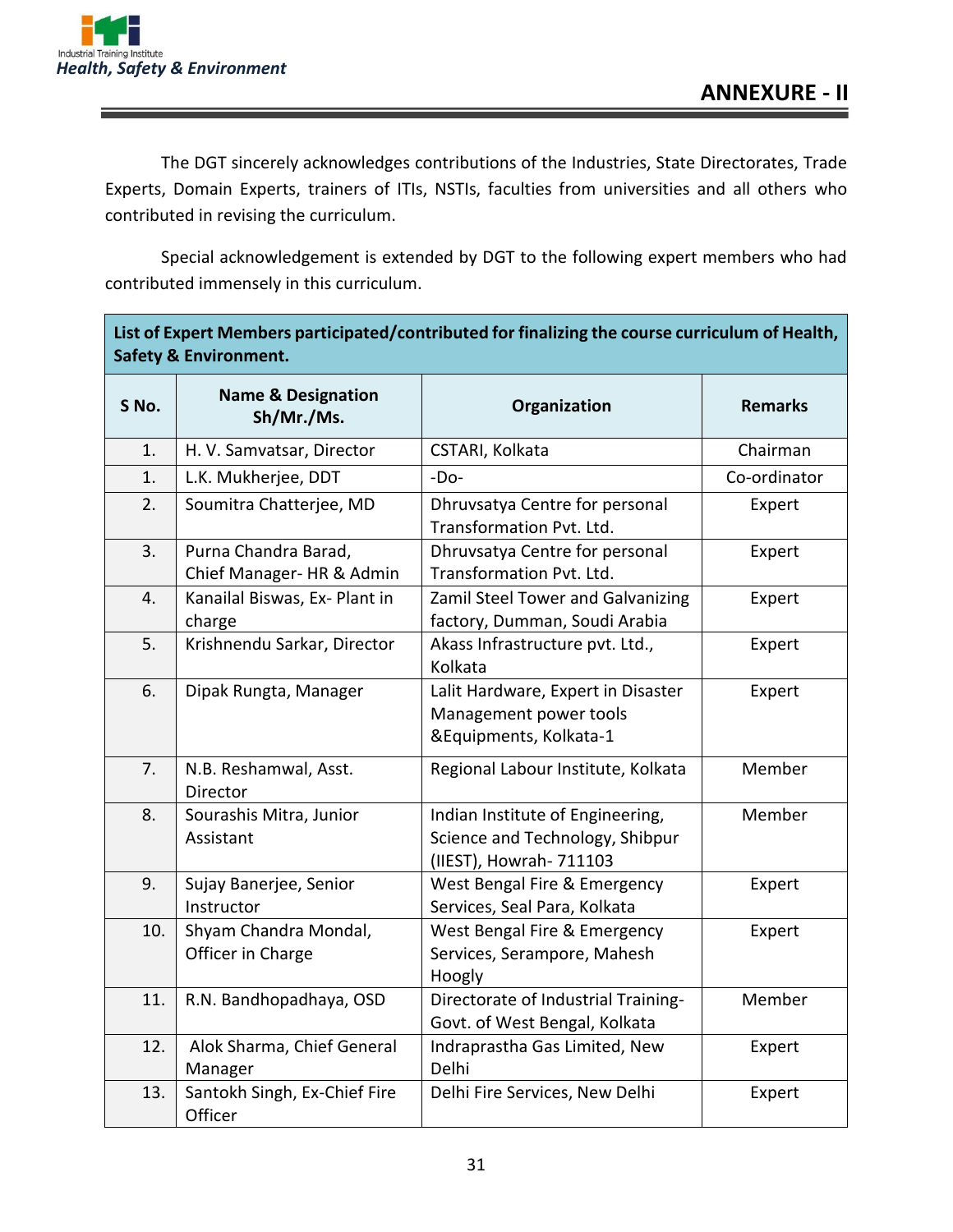## ANNEXURE - II

The DGT sincerely acknowledges contributions of the Industries, State Directorates, Trade Experts, Domain Experts, trainers of ITIs, NSTIs, faculties from universities and all others who contributed in revising the curriculum.

Special acknowledgement is extended by DGT to the following expert members who had contributed immensely in this curriculum.

| **List of Expert Members participated/contributed for finalizing the course curriculum of Health, Safety & Environment.** | | | |
|---|---|---|---|
| **S No.** | **Name & Designation Sh/Mr./Ms.** | **Organization** | **Remarks** |
| 1. | H. V. Samvatsar, Director | CSTARI, Kolkata | Chairman |
| 1. | L.K. Mukherjee, DDT | -Do- | Co-ordinator |
| 2. | Soumitra Chatterjee, MD | Dhruvsatya Centre for personal Transformation Pvt. Ltd. | Expert |
| 3. | Purna Chandra Barad, Chief Manager- HR & Admin | Dhruvsatya Centre for personal Transformation Pvt. Ltd. | Expert |
| 4. | Kanailal Biswas, Ex- Plant in charge | Zamil Steel Tower and Galvanizing factory, Dumman, Soudi Arabia | Expert |
| 5. | Krishnendu Sarkar, Director | Akass Infrastructure pvt. Ltd., Kolkata | Expert |
| 6. | Dipak Rungta, Manager | Lalit Hardware, Expert in Disaster Management power tools &Equipments, Kolkata-1 | Expert |
| 7. | N.B. Reshamwal, Asst. Director | Regional Labour Institute, Kolkata | Member |
| 8. | Sourashis Mitra, Junior Assistant | Indian Institute of Engineering, Science and Technology, Shibpur (IIEST), Howrah- 711103 | Member |
| 9. | Sujay Banerjee, Senior Instructor | West Bengal Fire & Emergency Services, Seal Para, Kolkata | Expert |
| 10. | Shyam Chandra Mondal, Officer in Charge | West Bengal Fire & Emergency Services, Serampore, Mahesh Hoogly | Expert |
| 11. | R.N. Bandhopadhaya, OSD | Directorate of Industrial Training- Govt. of West Bengal, Kolkata | Member |
| 12. | Alok Sharma, Chief General Manager | Indraprastha Gas Limited, New Delhi | Expert |
| 13. | Santokh Singh, Ex-Chief Fire Officer | Delhi Fire Services, New Delhi | Expert |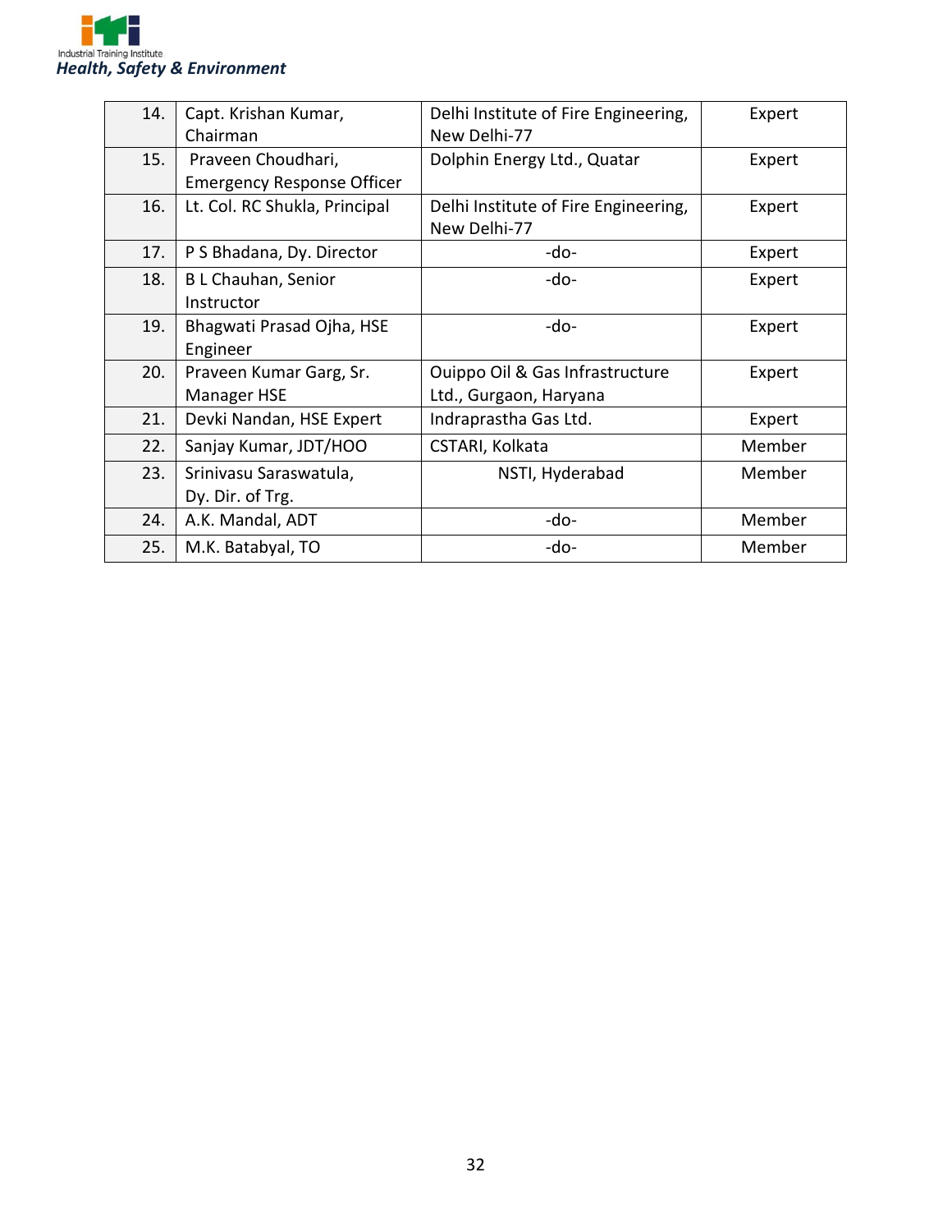| 14. | Capt. Krishan Kumar, Chairman | Delhi Institute of Fire Engineering, New Delhi-77 | Expert |
|---|---|---|---|
| 15. | Praveen Choudhari, Emergency Response Officer | Dolphin Energy Ltd., Quatar | Expert |
| 16. | Lt. Col. RC Shukla, Principal | Delhi Institute of Fire Engineering, New Delhi-77 | Expert |
| 17. | P S Bhadana, Dy. Director | -do- | Expert |
| 18. | B L Chauhan, Senior Instructor | -do- | Expert |
| 19. | Bhagwati Prasad Ojha, HSE Engineer | -do- | Expert |
| 20. | Praveen Kumar Garg, Sr. Manager HSE | Ouippo Oil & Gas Infrastructure Ltd., Gurgaon, Haryana | Expert |
| 21. | Devki Nandan, HSE Expert | Indraprastha Gas Ltd. | Expert |
| 22. | Sanjay Kumar, JDT/HOO | CSTARI, Kolkata | Member |
| 23. | Srinivasu Saraswatula, Dy. Dir. of Trg. | NSTI, Hyderabad | Member |
| 24. | A.K. Mandal, ADT | -do- | Member |
| 25. | M.K. Batabyal, TO | -do- | Member |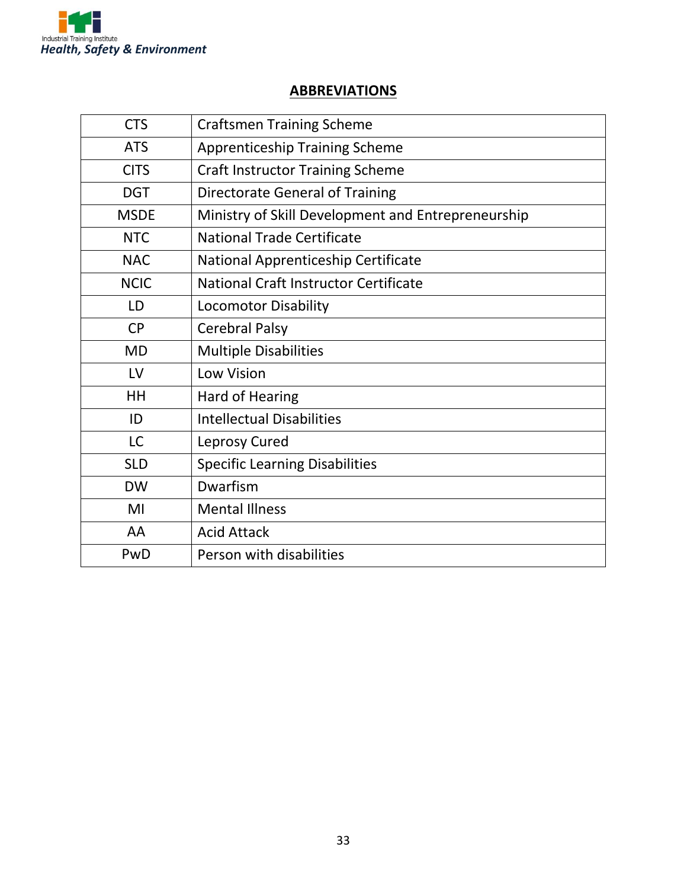## ABBREVIATIONS

| | |
|---|---|
| CTS | Craftsmen Training Scheme |
| ATS | Apprenticeship Training Scheme |
| CITS | Craft Instructor Training Scheme |
| DGT | Directorate General of Training |
| MSDE | Ministry of Skill Development and Entrepreneurship |
| NTC | National Trade Certificate |
| NAC | National Apprenticeship Certificate |
| NCIC | National Craft Instructor Certificate |
| LD | Locomotor Disability |
| CP | Cerebral Palsy |
| MD | Multiple Disabilities |
| LV | Low Vision |
| HH | Hard of Hearing |
| ID | Intellectual Disabilities |
| LC | Leprosy Cured |
| SLD | Specific Learning Disabilities |
| DW | Dwarfism |
| MI | Mental Illness |
| AA | Acid Attack |
| PwD | Person with disabilities |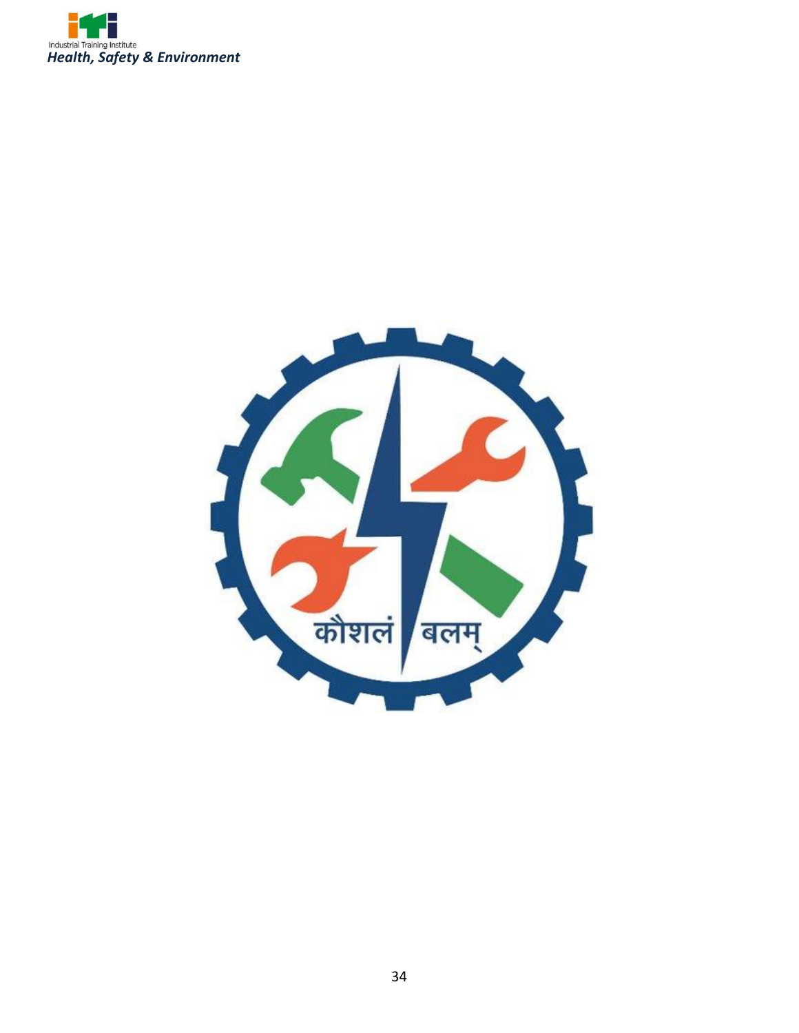कौशलं बलम्